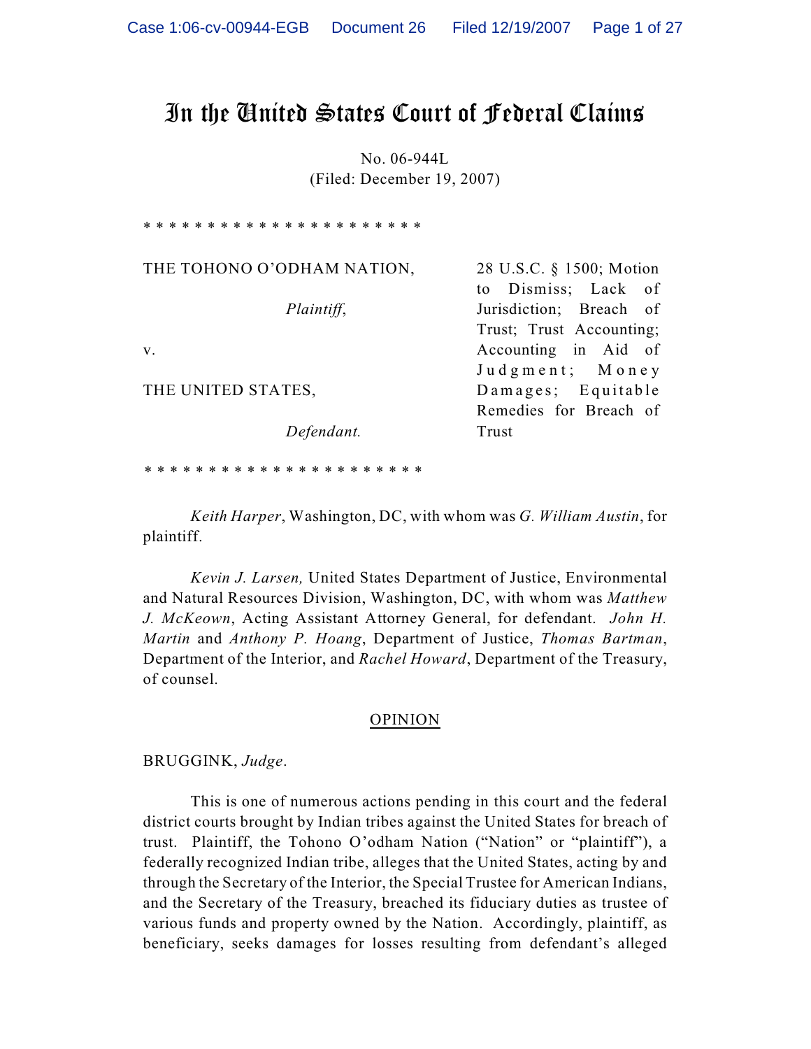# In the United States Court of Federal Claims

No. 06-944L

(Filed: December 19, 2007)

* * * * * * * * * * * * * * * * * * * * * *

| | |
|---|---|
| THE TOHONO O'ODHAM NATION,<br><br>*Plaintiff*,<br><br>v.<br><br>THE UNITED STATES,<br><br>*Defendant.* | 28 U.S.C. § 1500; Motion to Dismiss; Lack of Jurisdiction; Breach of Trust; Trust Accounting; Accounting in Aid of Judgment; Money Damages; Equitable Remedies for Breach of Trust |

* * * * * * * * * * * * * * * * * * * * * *

*Keith Harper*, Washington, DC, with whom was *G. William Austin*, for plaintiff.

*Kevin J. Larsen,* United States Department of Justice, Environmental and Natural Resources Division, Washington, DC, with whom was *Matthew J. McKeown*, Acting Assistant Attorney General, for defendant. *John H. Martin* and *Anthony P. Hoang*, Department of Justice, *Thomas Bartman*, Department of the Interior, and *Rachel Howard*, Department of the Treasury, of counsel.

## OPINION

BRUGGINK, *Judge*.

This is one of numerous actions pending in this court and the federal district courts brought by Indian tribes against the United States for breach of trust. Plaintiff, the Tohono O'odham Nation ("Nation" or "plaintiff"), a federally recognized Indian tribe, alleges that the United States, acting by and through the Secretary of the Interior, the Special Trustee for American Indians, and the Secretary of the Treasury, breached its fiduciary duties as trustee of various funds and property owned by the Nation. Accordingly, plaintiff, as beneficiary, seeks damages for losses resulting from defendant's alleged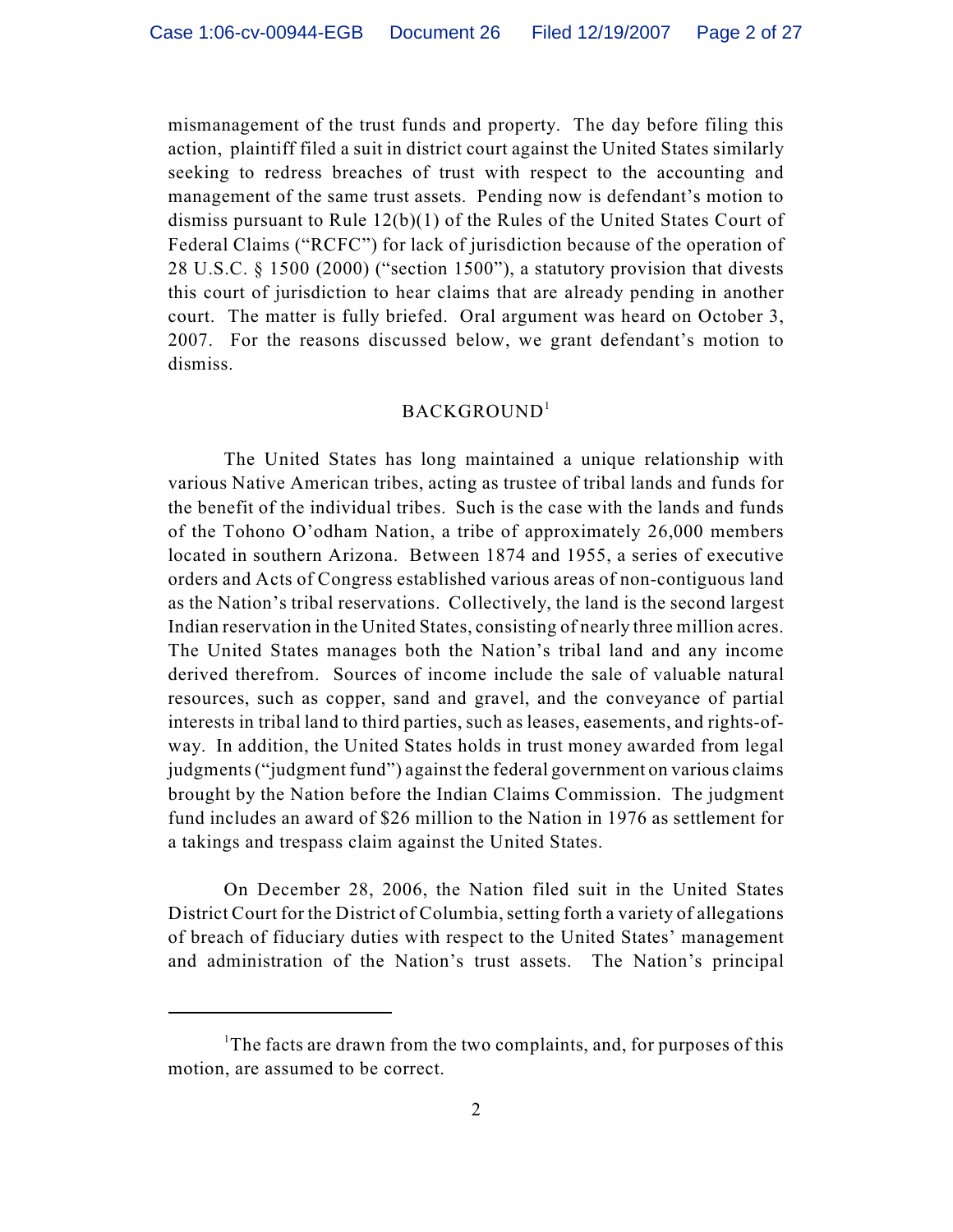mismanagement of the trust funds and property. The day before filing this action, plaintiff filed a suit in district court against the United States similarly seeking to redress breaches of trust with respect to the accounting and management of the same trust assets. Pending now is defendant's motion to dismiss pursuant to Rule 12(b)(1) of the Rules of the United States Court of Federal Claims ("RCFC") for lack of jurisdiction because of the operation of 28 U.S.C. § 1500 (2000) ("section 1500"), a statutory provision that divests this court of jurisdiction to hear claims that are already pending in another court. The matter is fully briefed. Oral argument was heard on October 3, 2007. For the reasons discussed below, we grant defendant's motion to dismiss.

## BACKGROUND[1]

The United States has long maintained a unique relationship with various Native American tribes, acting as trustee of tribal lands and funds for the benefit of the individual tribes. Such is the case with the lands and funds of the Tohono O'odham Nation, a tribe of approximately 26,000 members located in southern Arizona. Between 1874 and 1955, a series of executive orders and Acts of Congress established various areas of non-contiguous land as the Nation's tribal reservations. Collectively, the land is the second largest Indian reservation in the United States, consisting of nearly three million acres. The United States manages both the Nation's tribal land and any income derived therefrom. Sources of income include the sale of valuable natural resources, such as copper, sand and gravel, and the conveyance of partial interests in tribal land to third parties, such as leases, easements, and rights-of-way. In addition, the United States holds in trust money awarded from legal judgments ("judgment fund") against the federal government on various claims brought by the Nation before the Indian Claims Commission. The judgment fund includes an award of $26 million to the Nation in 1976 as settlement for a takings and trespass claim against the United States.

On December 28, 2006, the Nation filed suit in the United States District Court for the District of Columbia, setting forth a variety of allegations of breach of fiduciary duties with respect to the United States' management and administration of the Nation's trust assets. The Nation's principal

---

[1] The facts are drawn from the two complaints, and, for purposes of this motion, are assumed to be correct.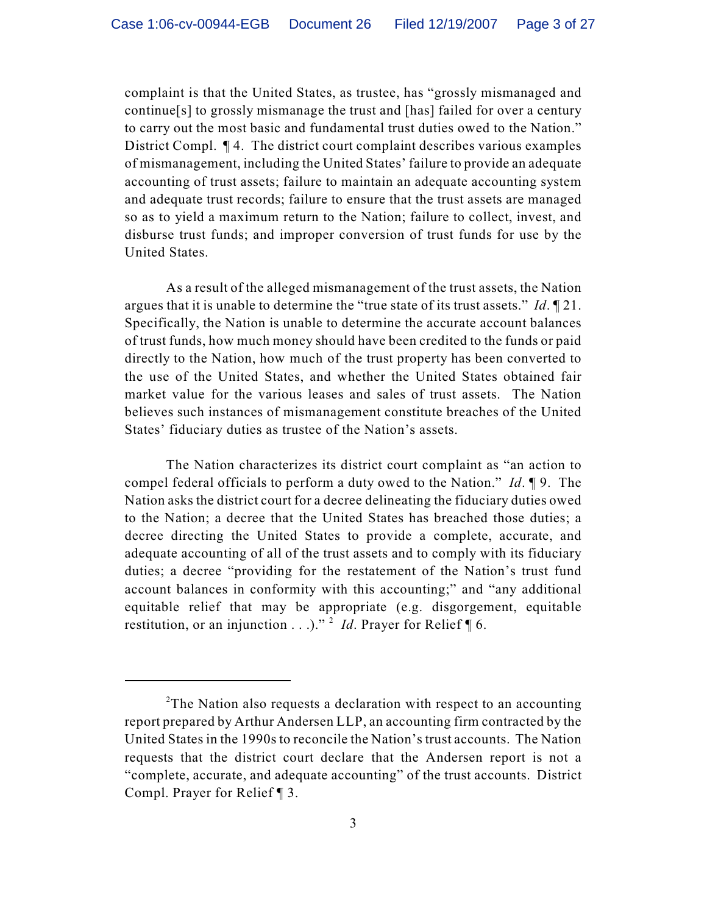complaint is that the United States, as trustee, has "grossly mismanaged and continue[s] to grossly mismanage the trust and [has] failed for over a century to carry out the most basic and fundamental trust duties owed to the Nation." District Compl. ¶ 4. The district court complaint describes various examples of mismanagement, including the United States' failure to provide an adequate accounting of trust assets; failure to maintain an adequate accounting system and adequate trust records; failure to ensure that the trust assets are managed so as to yield a maximum return to the Nation; failure to collect, invest, and disburse trust funds; and improper conversion of trust funds for use by the United States.

As a result of the alleged mismanagement of the trust assets, the Nation argues that it is unable to determine the "true state of its trust assets." *Id*. ¶ 21. Specifically, the Nation is unable to determine the accurate account balances of trust funds, how much money should have been credited to the funds or paid directly to the Nation, how much of the trust property has been converted to the use of the United States, and whether the United States obtained fair market value for the various leases and sales of trust assets. The Nation believes such instances of mismanagement constitute breaches of the United States' fiduciary duties as trustee of the Nation's assets.

The Nation characterizes its district court complaint as "an action to compel federal officials to perform a duty owed to the Nation." *Id*. ¶ 9. The Nation asks the district court for a decree delineating the fiduciary duties owed to the Nation; a decree that the United States has breached those duties; a decree directing the United States to provide a complete, accurate, and adequate accounting of all of the trust assets and to comply with its fiduciary duties; a decree "providing for the restatement of the Nation's trust fund account balances in conformity with this accounting;" and "any additional equitable relief that may be appropriate (e.g. disgorgement, equitable restitution, or an injunction . . .)."[2] *Id*. Prayer for Relief ¶ 6.

---

[2]The Nation also requests a declaration with respect to an accounting report prepared by Arthur Andersen LLP, an accounting firm contracted by the United States in the 1990s to reconcile the Nation's trust accounts. The Nation requests that the district court declare that the Andersen report is not a "complete, accurate, and adequate accounting" of the trust accounts. District Compl. Prayer for Relief ¶ 3.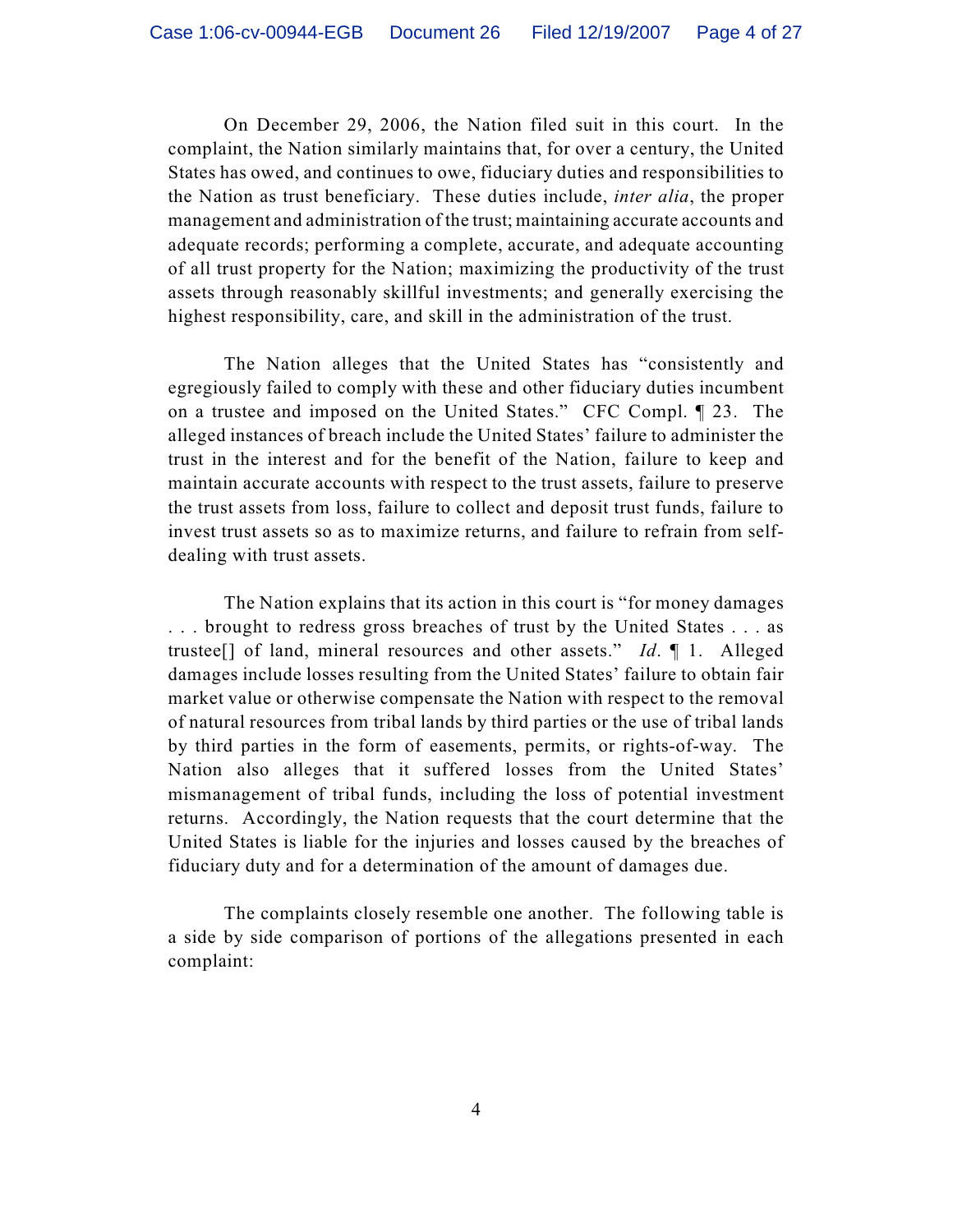On December 29, 2006, the Nation filed suit in this court. In the complaint, the Nation similarly maintains that, for over a century, the United States has owed, and continues to owe, fiduciary duties and responsibilities to the Nation as trust beneficiary. These duties include, *inter alia*, the proper management and administration of the trust; maintaining accurate accounts and adequate records; performing a complete, accurate, and adequate accounting of all trust property for the Nation; maximizing the productivity of the trust assets through reasonably skillful investments; and generally exercising the highest responsibility, care, and skill in the administration of the trust.

The Nation alleges that the United States has "consistently and egregiously failed to comply with these and other fiduciary duties incumbent on a trustee and imposed on the United States." CFC Compl. ¶ 23. The alleged instances of breach include the United States' failure to administer the trust in the interest and for the benefit of the Nation, failure to keep and maintain accurate accounts with respect to the trust assets, failure to preserve the trust assets from loss, failure to collect and deposit trust funds, failure to invest trust assets so as to maximize returns, and failure to refrain from self-dealing with trust assets.

The Nation explains that its action in this court is "for money damages . . . brought to redress gross breaches of trust by the United States . . . as trustee[] of land, mineral resources and other assets." *Id*. ¶ 1. Alleged damages include losses resulting from the United States' failure to obtain fair market value or otherwise compensate the Nation with respect to the removal of natural resources from tribal lands by third parties or the use of tribal lands by third parties in the form of easements, permits, or rights-of-way. The Nation also alleges that it suffered losses from the United States' mismanagement of tribal funds, including the loss of potential investment returns. Accordingly, the Nation requests that the court determine that the United States is liable for the injuries and losses caused by the breaches of fiduciary duty and for a determination of the amount of damages due.

The complaints closely resemble one another. The following table is a side by side comparison of portions of the allegations presented in each complaint: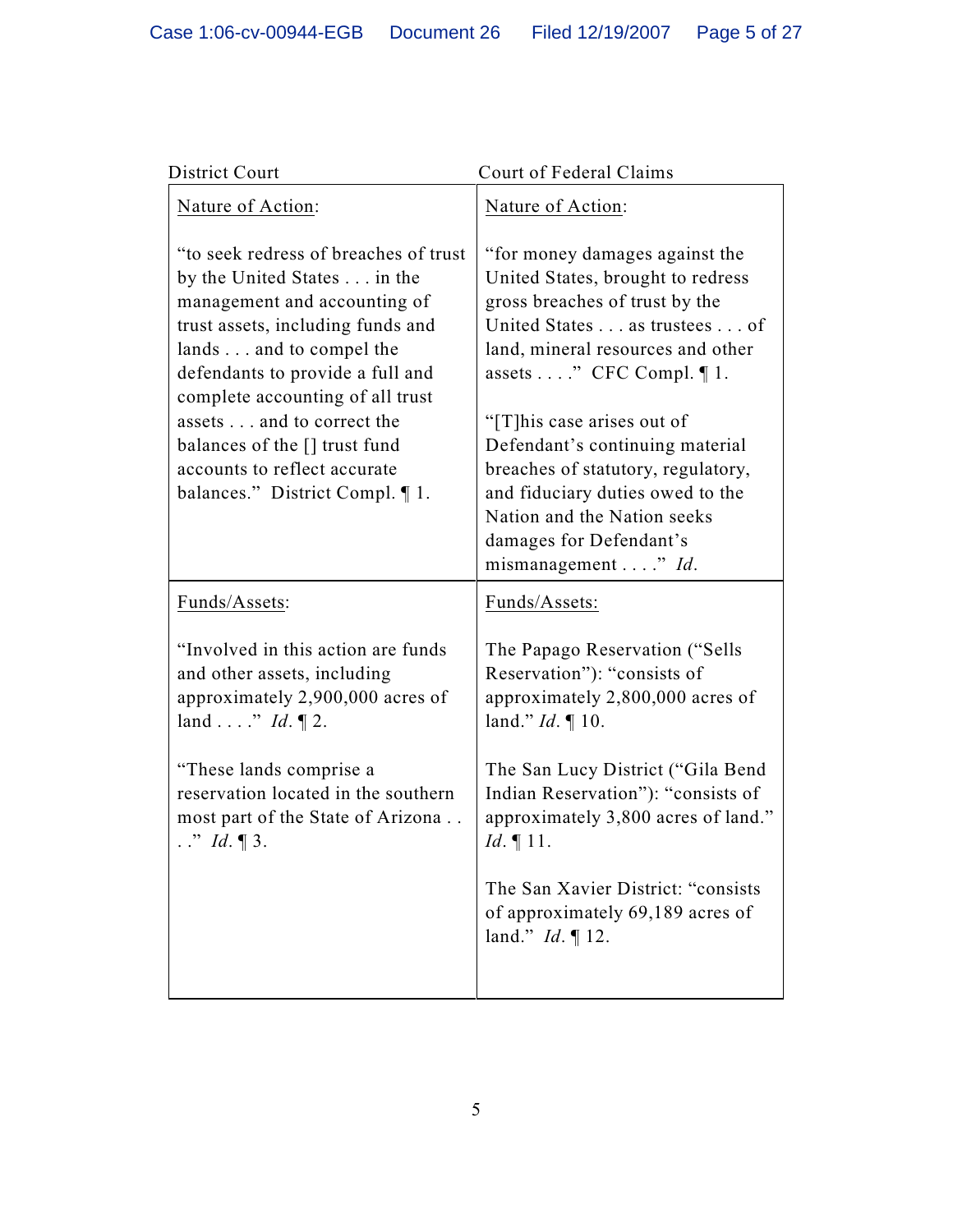| District Court | Court of Federal Claims |
|---|---|
| <u>Nature of Action</u>:<br><br>"to seek redress of breaches of trust by the United States . . . in the management and accounting of trust assets, including funds and lands . . . and to compel the defendants to provide a full and complete accounting of all trust assets . . . and to correct the balances of the [] trust fund accounts to reflect accurate balances." District Compl. ¶ 1. | <u>Nature of Action</u>:<br><br>"for money damages against the United States, brought to redress gross breaches of trust by the United States . . . as trustees . . . of land, mineral resources and other assets . . . ." CFC Compl. ¶ 1.<br><br>"[T]his case arises out of Defendant's continuing material breaches of statutory, regulatory, and fiduciary duties owed to the Nation and the Nation seeks damages for Defendant's mismanagement . . . ." *Id.* |
| <u>Funds/Assets</u>:<br><br>"Involved in this action are funds and other assets, including approximately 2,900,000 acres of land . . . ." *Id.* ¶ 2.<br><br>"These lands comprise a reservation located in the southern most part of the State of Arizona . . . ." *Id.* ¶ 3. | <u>Funds/Assets:</u><br><br>The Papago Reservation ("Sells Reservation"): "consists of approximately 2,800,000 acres of land." *Id.* ¶ 10.<br><br>The San Lucy District ("Gila Bend Indian Reservation"): "consists of approximately 3,800 acres of land." *Id.* ¶ 11.<br><br>The San Xavier District: "consists of approximately 69,189 acres of land." *Id.* ¶ 12. |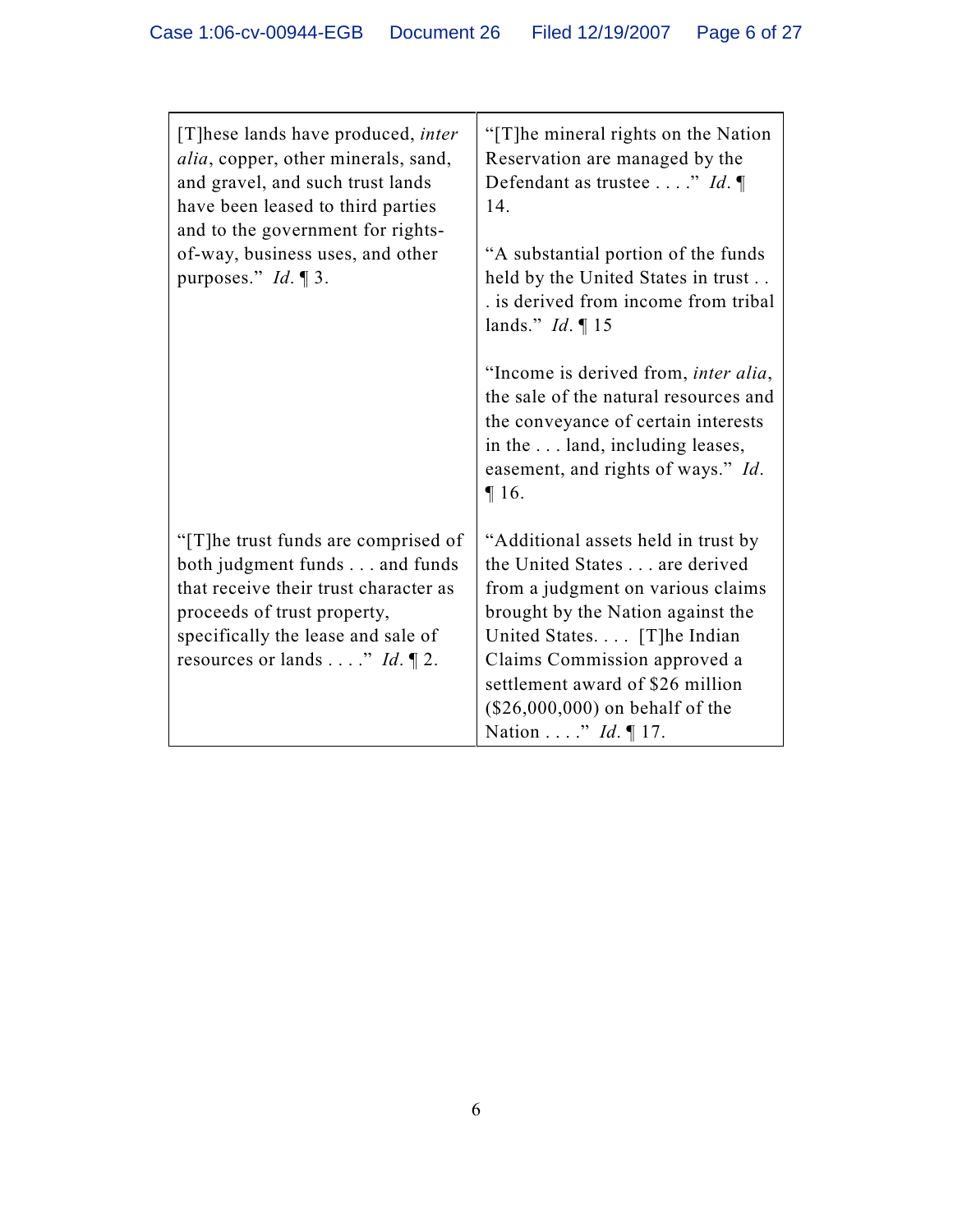| | |
|---|---|
| [T]hese lands have produced, *inter alia*, copper, other minerals, sand, and gravel, and such trust lands have been leased to third parties and to the government for rights-of-way, business uses, and other purposes." *Id.* ¶ 3. | "[T]he mineral rights on the Nation Reservation are managed by the Defendant as trustee . . . ." *Id.* ¶ 14.<br><br>"A substantial portion of the funds held by the United States in trust . . . is derived from income from tribal lands." *Id.* ¶ 15<br><br>"Income is derived from, *inter alia*, the sale of the natural resources and the conveyance of certain interests in the . . . land, including leases, easement, and rights of ways." *Id.* ¶ 16. |
| "[T]he trust funds are comprised of both judgment funds . . . and funds that receive their trust character as proceeds of trust property, specifically the lease and sale of resources or lands . . . ." *Id.* ¶ 2. | "Additional assets held in trust by the United States . . . are derived from a judgment on various claims brought by the Nation against the United States. . . . [T]he Indian Claims Commission approved a settlement award of $26 million ($26,000,000) on behalf of the Nation . . . ." *Id.* ¶ 17. |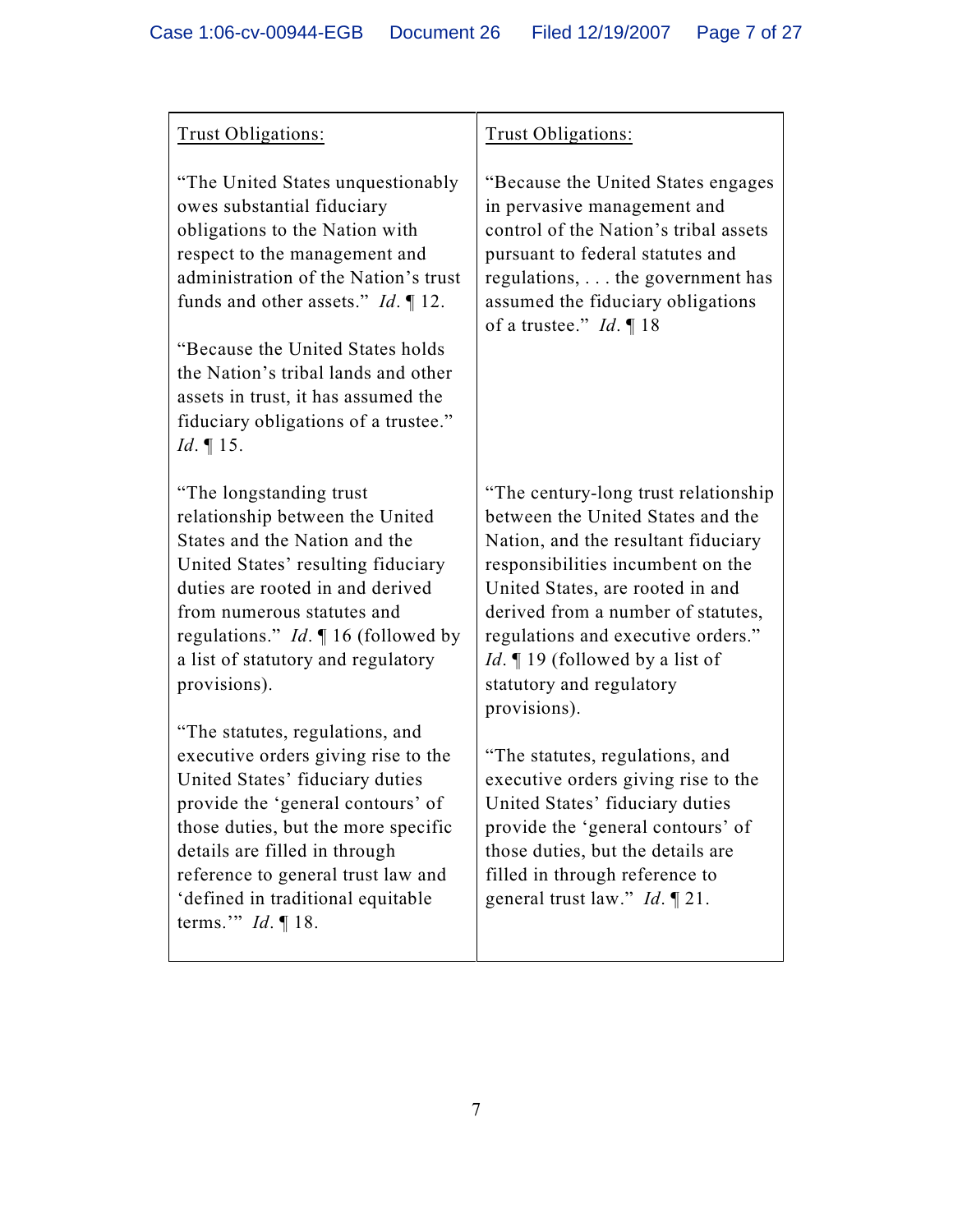| Trust Obligations: | Trust Obligations: |
|---|---|
| "The United States unquestionably owes substantial fiduciary obligations to the Nation with respect to the management and administration of the Nation's trust funds and other assets." *Id.* ¶ 12.<br><br>"Because the United States holds the Nation's tribal lands and other assets in trust, it has assumed the fiduciary obligations of a trustee." *Id.* ¶ 15. | "Because the United States engages in pervasive management and control of the Nation's tribal assets pursuant to federal statutes and regulations, . . . the government has assumed the fiduciary obligations of a trustee." *Id.* ¶ 18 |
| "The longstanding trust relationship between the United States and the Nation and the United States' resulting fiduciary duties are rooted in and derived from numerous statutes and regulations." *Id.* ¶ 16 (followed by a list of statutory and regulatory provisions). | "The century-long trust relationship between the United States and the Nation, and the resultant fiduciary responsibilities incumbent on the United States, are rooted in and derived from a number of statutes, regulations and executive orders." *Id.* ¶ 19 (followed by a list of statutory and regulatory provisions). |
| "The statutes, regulations, and executive orders giving rise to the United States' fiduciary duties provide the 'general contours' of those duties, but the more specific details are filled in through reference to general trust law and 'defined in traditional equitable terms.'" *Id.* ¶ 18. | "The statutes, regulations, and executive orders giving rise to the United States' fiduciary duties provide the 'general contours' of those duties, but the details are filled in through reference to general trust law." *Id.* ¶ 21. |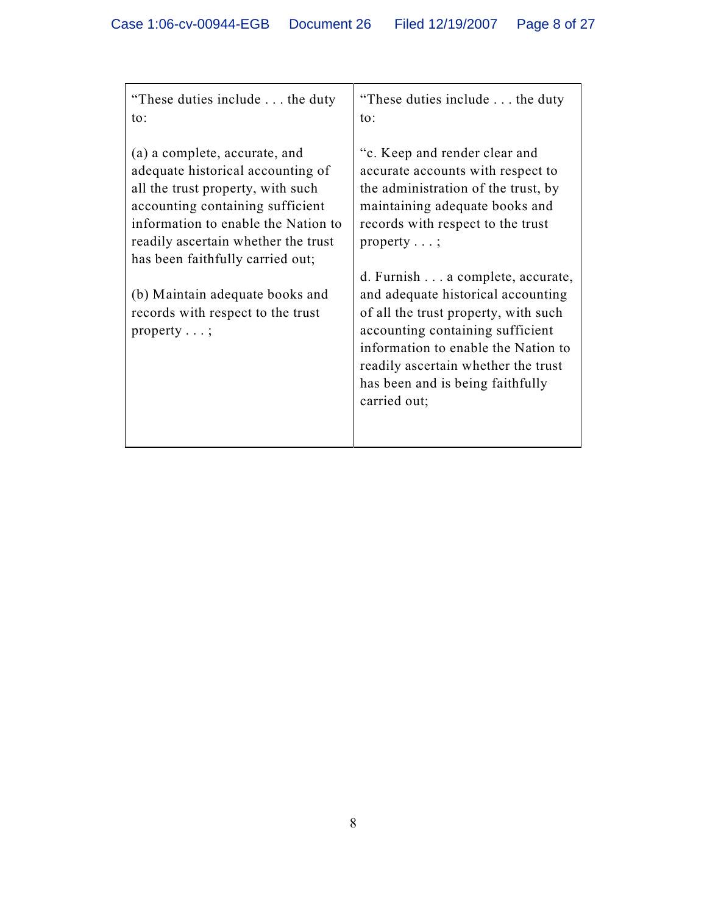| “These duties include . . . the duty to: <br><br> (a) a complete, accurate, and adequate historical accounting of all the trust property, with such accounting containing sufficient information to enable the Nation to readily ascertain whether the trust has been faithfully carried out; <br><br> (b) Maintain adequate books and records with respect to the trust property . . . ; | “These duties include . . . the duty to: <br><br> “c. Keep and render clear and accurate accounts with respect to the administration of the trust, by maintaining adequate books and records with respect to the trust property . . . ; <br><br> d. Furnish . . . a complete, accurate, and adequate historical accounting of all the trust property, with such accounting containing sufficient information to enable the Nation to readily ascertain whether the trust has been and is being faithfully carried out; |
|---|---|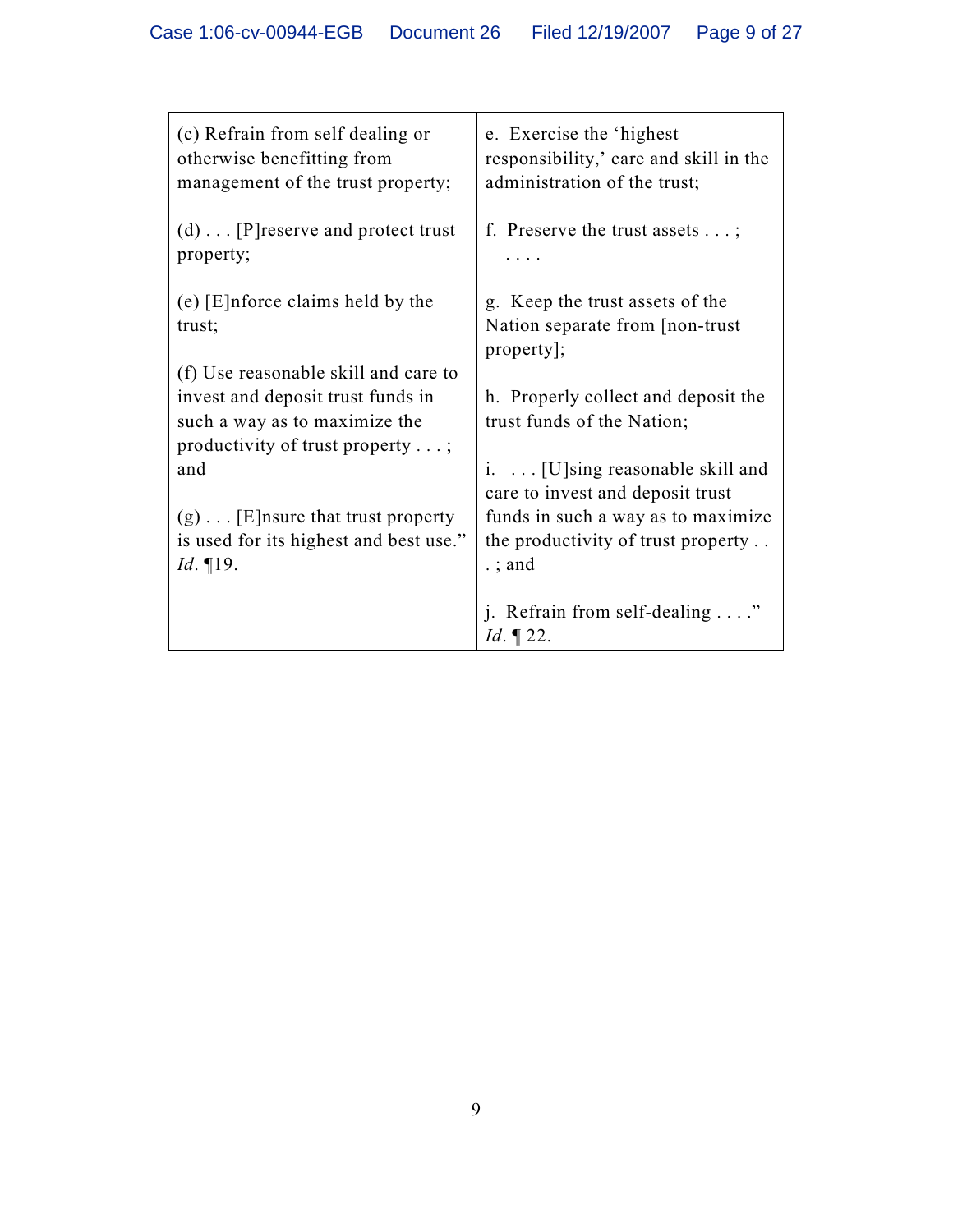| | |
|---|---|
| (c) Refrain from self dealing or otherwise benefitting from management of the trust property;<br><br>(d) . . . [P]reserve and protect trust property;<br><br>(e) [E]nforce claims held by the trust;<br><br>(f) Use reasonable skill and care to invest and deposit trust funds in such a way as to maximize the productivity of trust property . . . ; and<br><br>(g) . . . [E]nsure that trust property is used for its highest and best use." *Id*. ¶19. | e. Exercise the 'highest responsibility,' care and skill in the administration of the trust;<br><br>f. Preserve the trust assets . . . ;<br>. . . .<br><br>g. Keep the trust assets of the Nation separate from [non-trust property];<br><br>h. Properly collect and deposit the trust funds of the Nation;<br><br>i. . . . [U]sing reasonable skill and care to invest and deposit trust funds in such a way as to maximize the productivity of trust property . . . ; and<br><br>j. Refrain from self-dealing . . . ." *Id*. ¶ 22. |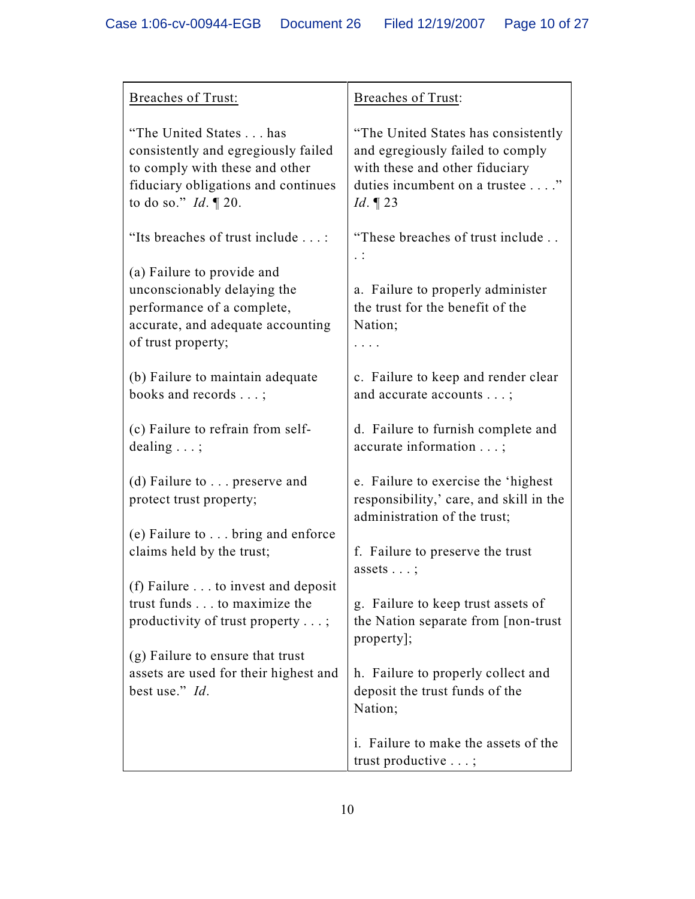| Breaches of Trust: | Breaches of Trust: |
|---|---|
| "The United States . . . has consistently and egregiously failed to comply with these and other fiduciary obligations and continues to do so." *Id*. ¶ 20. | "The United States has consistently and egregiously failed to comply with these and other fiduciary duties incumbent on a trustee . . . ." *Id*. ¶ 23 |
| "Its breaches of trust include . . . : | "These breaches of trust include . . . : |
| (a) Failure to provide and unconscionably delaying the performance of a complete, accurate, and adequate accounting of trust property; | a. Failure to properly administer the trust for the benefit of the Nation; . . . . |
| (b) Failure to maintain adequate books and records . . . ; | c. Failure to keep and render clear and accurate accounts . . . ; |
| (c) Failure to refrain from self-dealing . . . ; | d. Failure to furnish complete and accurate information . . . ; |
| (d) Failure to . . . preserve and protect trust property; | e. Failure to exercise the 'highest responsibility,' care, and skill in the administration of the trust; |
| (e) Failure to . . . bring and enforce claims held by the trust; | f. Failure to preserve the trust assets . . . ; |
| (f) Failure . . . to invest and deposit trust funds . . . to maximize the productivity of trust property . . . ; | g. Failure to keep trust assets of the Nation separate from [non-trust property]; |
| (g) Failure to ensure that trust assets are used for their highest and best use." *Id*. | h. Failure to properly collect and deposit the trust funds of the Nation; |
| | i. Failure to make the assets of the trust productive . . . ; |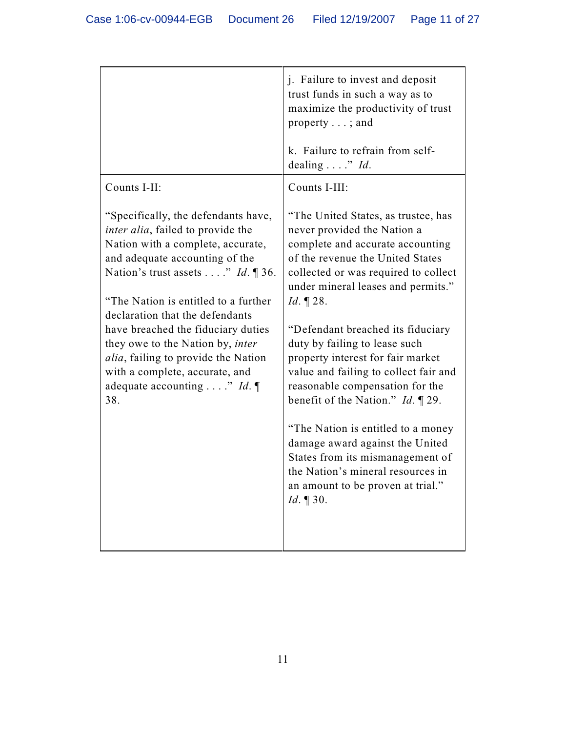| | |
|---|---|
| | j. Failure to invest and deposit trust funds in such a way as to maximize the productivity of trust property . . . ; and<br><br>k. Failure to refrain from self-dealing . . . ." *Id.* |
| <u>Counts I-II:</u><br><br>"Specifically, the defendants have, *inter alia*, failed to provide the Nation with a complete, accurate, and adequate accounting of the Nation's trust assets . . . ." *Id.* ¶ 36.<br><br>"The Nation is entitled to a further declaration that the defendants have breached the fiduciary duties they owe to the Nation by, *inter alia*, failing to provide the Nation with a complete, accurate, and adequate accounting . . . ." *Id.* ¶ 38. | <u>Counts I-III:</u><br><br>"The United States, as trustee, has never provided the Nation a complete and accurate accounting of the revenue the United States collected or was required to collect under mineral leases and permits." *Id.* ¶ 28.<br><br>"Defendant breached its fiduciary duty by failing to lease such property interest for fair market value and failing to collect fair and reasonable compensation for the benefit of the Nation." *Id.* ¶ 29.<br><br>"The Nation is entitled to a money damage award against the United States from its mismanagement of the Nation's mineral resources in an amount to be proven at trial." *Id.* ¶ 30. |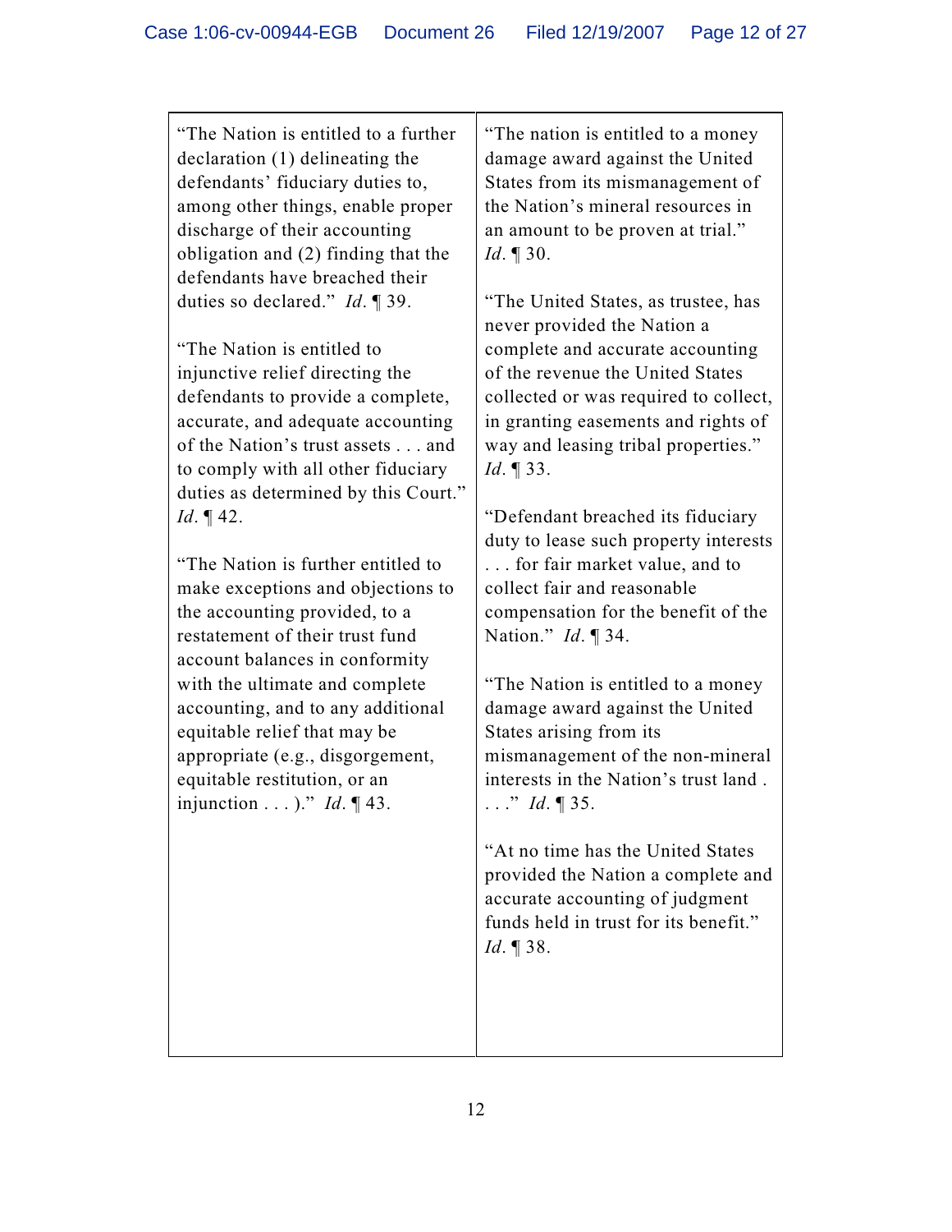| | |
|---|---|
| "The Nation is entitled to a further declaration (1) delineating the defendants' fiduciary duties to, among other things, enable proper discharge of their accounting obligation and (2) finding that the defendants have breached their duties so declared." *Id*. ¶ 39.<br><br>"The Nation is entitled to injunctive relief directing the defendants to provide a complete, accurate, and adequate accounting of the Nation's trust assets . . . and to comply with all other fiduciary duties as determined by this Court." *Id*. ¶ 42.<br><br>"The Nation is further entitled to make exceptions and objections to the accounting provided, to a restatement of their trust fund account balances in conformity with the ultimate and complete accounting, and to any additional equitable relief that may be appropriate (e.g., disgorgement, equitable restitution, or an injunction . . . )." *Id*. ¶ 43. | "The nation is entitled to a money damage award against the United States from its mismanagement of the Nation's mineral resources in an amount to be proven at trial." *Id*. ¶ 30.<br><br>"The United States, as trustee, has never provided the Nation a complete and accurate accounting of the revenue the United States collected or was required to collect, in granting easements and rights of way and leasing tribal properties." *Id*. ¶ 33.<br><br>"Defendant breached its fiduciary duty to lease such property interests . . . for fair market value, and to collect fair and reasonable compensation for the benefit of the Nation." *Id*. ¶ 34.<br><br>"The Nation is entitled to a money damage award against the United States arising from its mismanagement of the non-mineral interests in the Nation's trust land . . . ." *Id*. ¶ 35.<br><br>"At no time has the United States provided the Nation a complete and accurate accounting of judgment funds held in trust for its benefit." *Id*. ¶ 38. |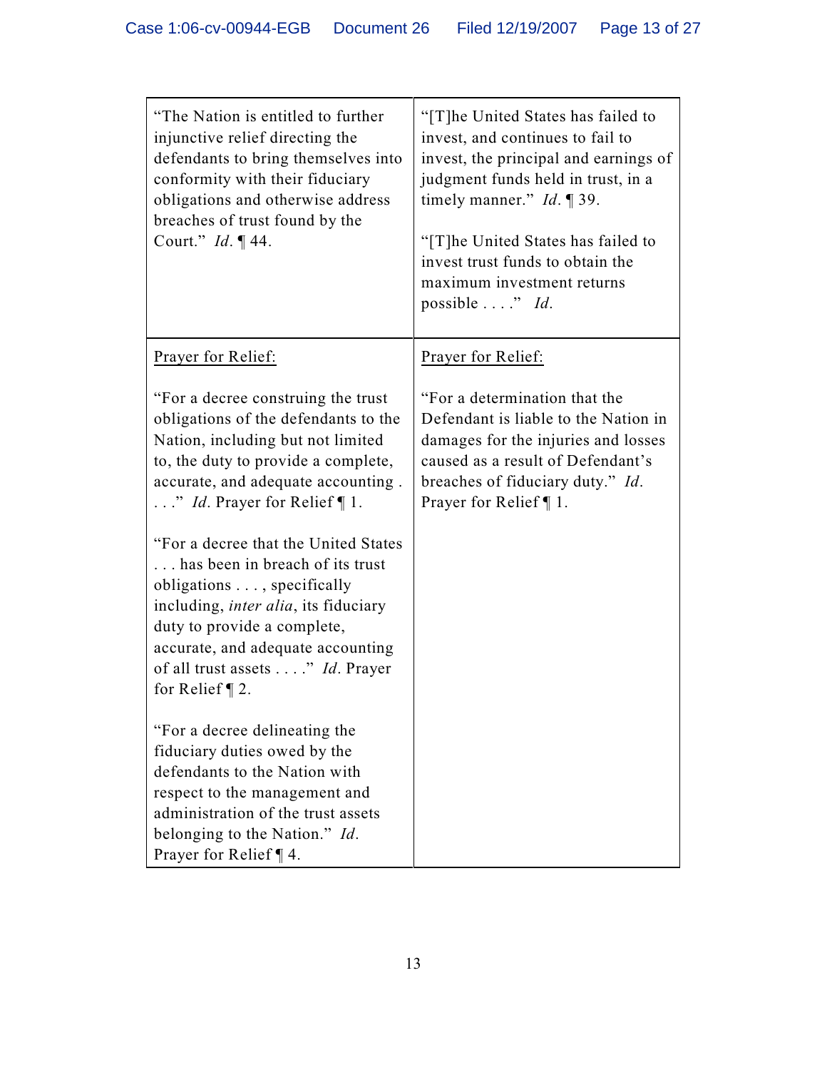| | |
|---|---|
| "The Nation is entitled to further injunctive relief directing the defendants to bring themselves into conformity with their fiduciary obligations and otherwise address breaches of trust found by the Court." *Id*. ¶ 44. | "[T]he United States has failed to invest, and continues to fail to invest, the principal and earnings of judgment funds held in trust, in a timely manner." *Id*. ¶ 39.<br><br>"[T]he United States has failed to invest trust funds to obtain the maximum investment returns possible . . . ." *Id*. |
| <u>Prayer for Relief:</u><br><br>"For a decree construing the trust obligations of the defendants to the Nation, including but not limited to, the duty to provide a complete, accurate, and adequate accounting . . . ." *Id*. Prayer for Relief ¶ 1.<br><br>"For a decree that the United States . . . has been in breach of its trust obligations . . . , specifically including, *inter alia*, its fiduciary duty to provide a complete, accurate, and adequate accounting of all trust assets . . . ." *Id*. Prayer for Relief ¶ 2.<br><br>"For a decree delineating the fiduciary duties owed by the defendants to the Nation with respect to the management and administration of the trust assets belonging to the Nation." *Id*. Prayer for Relief ¶ 4. | <u>Prayer for Relief:</u><br><br>"For a determination that the Defendant is liable to the Nation in damages for the injuries and losses caused as a result of Defendant's breaches of fiduciary duty." *Id*. Prayer for Relief ¶ 1. |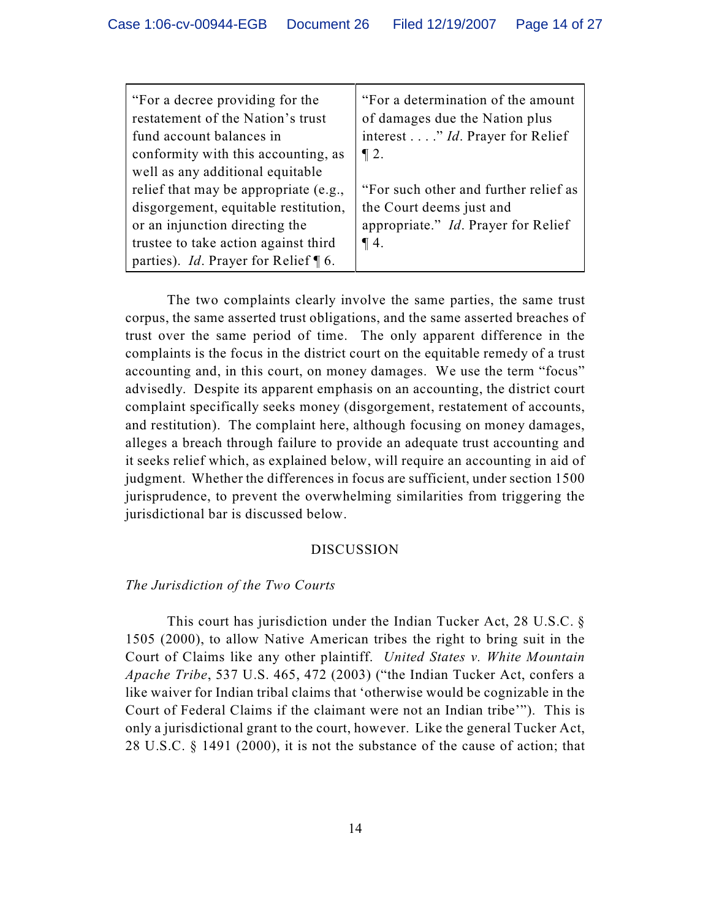| | |
|---|---|
| "For a decree providing for the restatement of the Nation's trust fund account balances in conformity with this accounting, as well as any additional equitable relief that may be appropriate (e.g., disgorgement, equitable restitution, or an injunction directing the trustee to take action against third parties). *Id*. Prayer for Relief ¶ 6. | "For a determination of the amount of damages due the Nation plus interest . . . ." *Id*. Prayer for Relief ¶ 2.<br><br>"For such other and further relief as the Court deems just and appropriate." *Id*. Prayer for Relief ¶ 4. |

The two complaints clearly involve the same parties, the same trust corpus, the same asserted trust obligations, and the same asserted breaches of trust over the same period of time. The only apparent difference in the complaints is the focus in the district court on the equitable remedy of a trust accounting and, in this court, on money damages. We use the term "focus" advisedly. Despite its apparent emphasis on an accounting, the district court complaint specifically seeks money (disgorgement, restatement of accounts, and restitution). The complaint here, although focusing on money damages, alleges a breach through failure to provide an adequate trust accounting and it seeks relief which, as explained below, will require an accounting in aid of judgment. Whether the differences in focus are sufficient, under section 1500 jurisprudence, to prevent the overwhelming similarities from triggering the jurisdictional bar is discussed below.

## DISCUSSION

*The Jurisdiction of the Two Courts*

This court has jurisdiction under the Indian Tucker Act, 28 U.S.C. § 1505 (2000), to allow Native American tribes the right to bring suit in the Court of Claims like any other plaintiff. *United States v. White Mountain Apache Tribe*, 537 U.S. 465, 472 (2003) ("the Indian Tucker Act, confers a like waiver for Indian tribal claims that 'otherwise would be cognizable in the Court of Federal Claims if the claimant were not an Indian tribe'"). This is only a jurisdictional grant to the court, however. Like the general Tucker Act, 28 U.S.C. § 1491 (2000), it is not the substance of the cause of action; that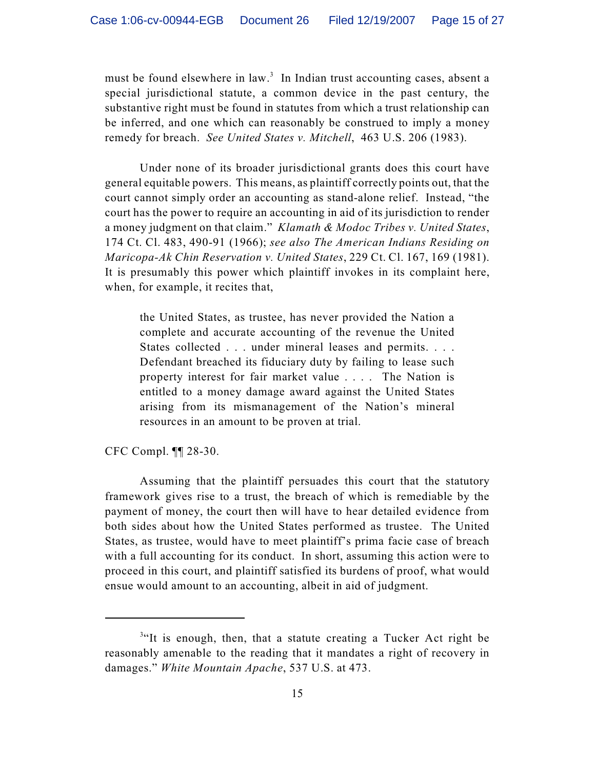must be found elsewhere in law.[3] In Indian trust accounting cases, absent a special jurisdictional statute, a common device in the past century, the substantive right must be found in statutes from which a trust relationship can be inferred, and one which can reasonably be construed to imply a money remedy for breach. *See United States v. Mitchell*, 463 U.S. 206 (1983).

Under none of its broader jurisdictional grants does this court have general equitable powers. This means, as plaintiff correctly points out, that the court cannot simply order an accounting as stand-alone relief. Instead, "the court has the power to require an accounting in aid of its jurisdiction to render a money judgment on that claim." *Klamath & Modoc Tribes v. United States*, 174 Ct. Cl. 483, 490-91 (1966); *see also The American Indians Residing on Maricopa-Ak Chin Reservation v. United States*, 229 Ct. Cl. 167, 169 (1981). It is presumably this power which plaintiff invokes in its complaint here, when, for example, it recites that,

> the United States, as trustee, has never provided the Nation a complete and accurate accounting of the revenue the United States collected . . . under mineral leases and permits. . . . Defendant breached its fiduciary duty by failing to lease such property interest for fair market value . . . . The Nation is entitled to a money damage award against the United States arising from its mismanagement of the Nation's mineral resources in an amount to be proven at trial.

CFC Compl. ¶¶ 28-30.

Assuming that the plaintiff persuades this court that the statutory framework gives rise to a trust, the breach of which is remediable by the payment of money, the court then will have to hear detailed evidence from both sides about how the United States performed as trustee. The United States, as trustee, would have to meet plaintiff's prima facie case of breach with a full accounting for its conduct. In short, assuming this action were to proceed in this court, and plaintiff satisfied its burdens of proof, what would ensue would amount to an accounting, albeit in aid of judgment.

---

[3] "It is enough, then, that a statute creating a Tucker Act right be reasonably amenable to the reading that it mandates a right of recovery in damages." *White Mountain Apache*, 537 U.S. at 473.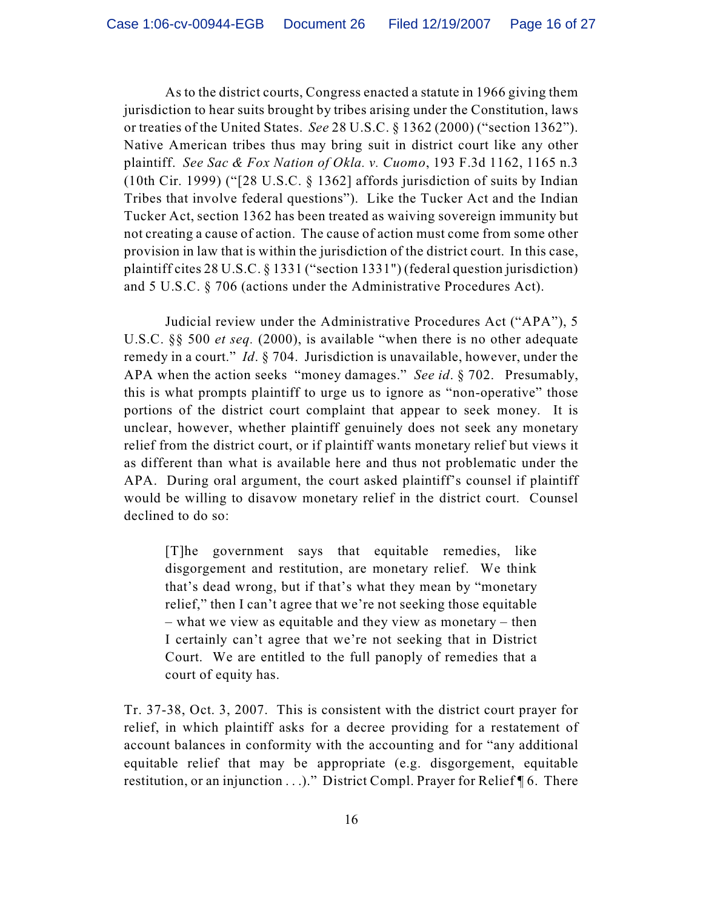As to the district courts, Congress enacted a statute in 1966 giving them jurisdiction to hear suits brought by tribes arising under the Constitution, laws or treaties of the United States. *See* 28 U.S.C. § 1362 (2000) ("section 1362"). Native American tribes thus may bring suit in district court like any other plaintiff. *See Sac & Fox Nation of Okla. v. Cuomo*, 193 F.3d 1162, 1165 n.3 (10th Cir. 1999) ("[28 U.S.C. § 1362] affords jurisdiction of suits by Indian Tribes that involve federal questions"). Like the Tucker Act and the Indian Tucker Act, section 1362 has been treated as waiving sovereign immunity but not creating a cause of action. The cause of action must come from some other provision in law that is within the jurisdiction of the district court. In this case, plaintiff cites 28 U.S.C. § 1331 ("section 1331") (federal question jurisdiction) and 5 U.S.C. § 706 (actions under the Administrative Procedures Act).

Judicial review under the Administrative Procedures Act ("APA"), 5 U.S.C. §§ 500 *et seq.* (2000), is available "when there is no other adequate remedy in a court." *Id*. § 704. Jurisdiction is unavailable, however, under the APA when the action seeks "money damages." *See id*. § 702. Presumably, this is what prompts plaintiff to urge us to ignore as "non-operative" those portions of the district court complaint that appear to seek money. It is unclear, however, whether plaintiff genuinely does not seek any monetary relief from the district court, or if plaintiff wants monetary relief but views it as different than what is available here and thus not problematic under the APA. During oral argument, the court asked plaintiff's counsel if plaintiff would be willing to disavow monetary relief in the district court. Counsel declined to do so:

> [T]he government says that equitable remedies, like disgorgement and restitution, are monetary relief. We think that's dead wrong, but if that's what they mean by "monetary relief," then I can't agree that we're not seeking those equitable – what we view as equitable and they view as monetary – then I certainly can't agree that we're not seeking that in District Court. We are entitled to the full panoply of remedies that a court of equity has.

Tr. 37-38, Oct. 3, 2007. This is consistent with the district court prayer for relief, in which plaintiff asks for a decree providing for a restatement of account balances in conformity with the accounting and for "any additional equitable relief that may be appropriate (e.g. disgorgement, equitable restitution, or an injunction . . .)." District Compl. Prayer for Relief ¶ 6. There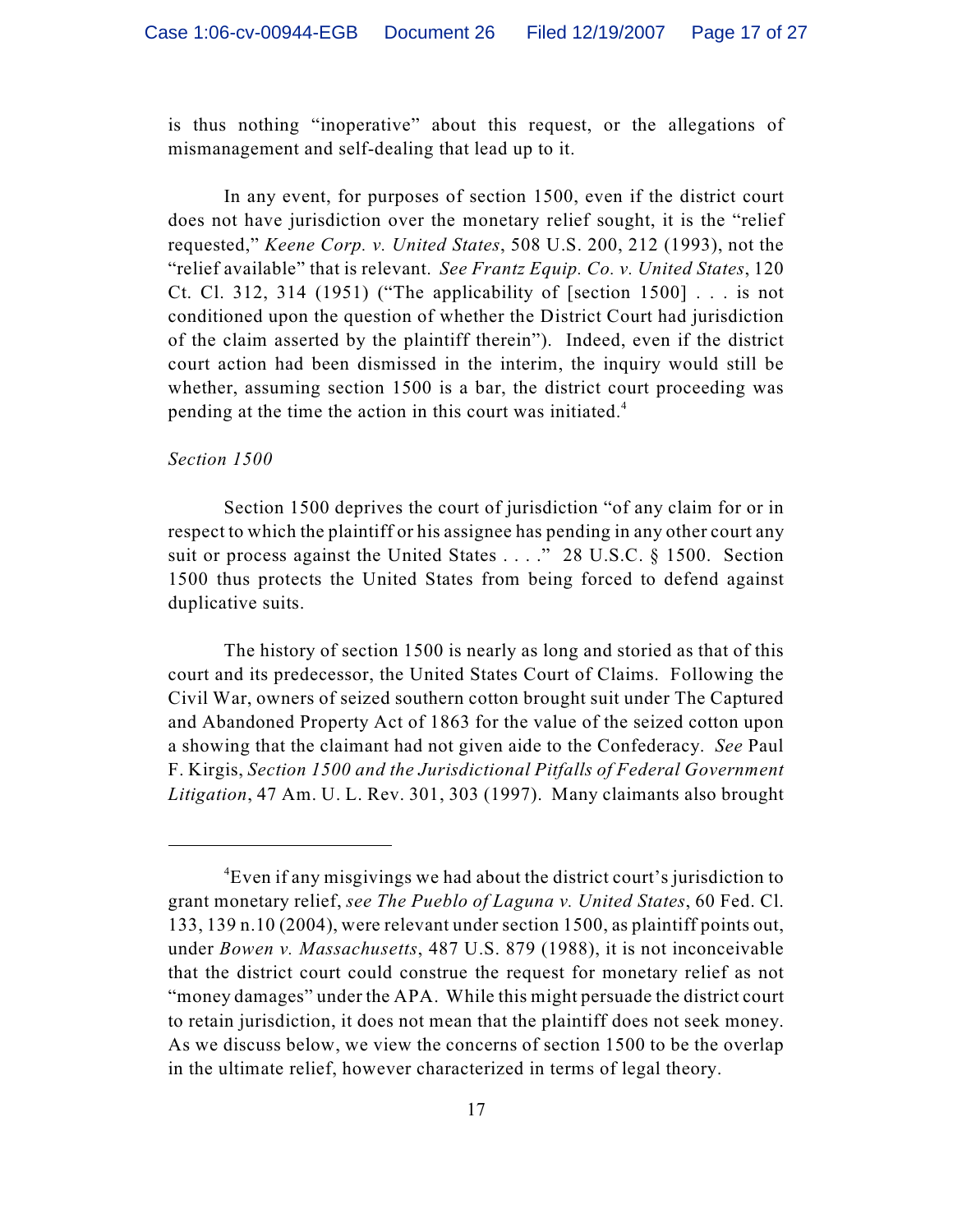is thus nothing "inoperative" about this request, or the allegations of mismanagement and self-dealing that lead up to it.

In any event, for purposes of section 1500, even if the district court does not have jurisdiction over the monetary relief sought, it is the "relief requested," *Keene Corp. v. United States*, 508 U.S. 200, 212 (1993), not the "relief available" that is relevant. *See Frantz Equip. Co. v. United States*, 120 Ct. Cl. 312, 314 (1951) ("The applicability of [section 1500] . . . is not conditioned upon the question of whether the District Court had jurisdiction of the claim asserted by the plaintiff therein"). Indeed, even if the district court action had been dismissed in the interim, the inquiry would still be whether, assuming section 1500 is a bar, the district court proceeding was pending at the time the action in this court was initiated.[4]

*Section 1500*

Section 1500 deprives the court of jurisdiction "of any claim for or in respect to which the plaintiff or his assignee has pending in any other court any suit or process against the United States . . . ." 28 U.S.C. § 1500. Section 1500 thus protects the United States from being forced to defend against duplicative suits.

The history of section 1500 is nearly as long and storied as that of this court and its predecessor, the United States Court of Claims. Following the Civil War, owners of seized southern cotton brought suit under The Captured and Abandoned Property Act of 1863 for the value of the seized cotton upon a showing that the claimant had not given aide to the Confederacy. *See* Paul F. Kirgis, *Section 1500 and the Jurisdictional Pitfalls of Federal Government Litigation*, 47 Am. U. L. Rev. 301, 303 (1997). Many claimants also brought

---

[4] Even if any misgivings we had about the district court's jurisdiction to grant monetary relief, *see The Pueblo of Laguna v. United States*, 60 Fed. Cl. 133, 139 n.10 (2004), were relevant under section 1500, as plaintiff points out, under *Bowen v. Massachusetts*, 487 U.S. 879 (1988), it is not inconceivable that the district court could construe the request for monetary relief as not "money damages" under the APA. While this might persuade the district court to retain jurisdiction, it does not mean that the plaintiff does not seek money. As we discuss below, we view the concerns of section 1500 to be the overlap in the ultimate relief, however characterized in terms of legal theory.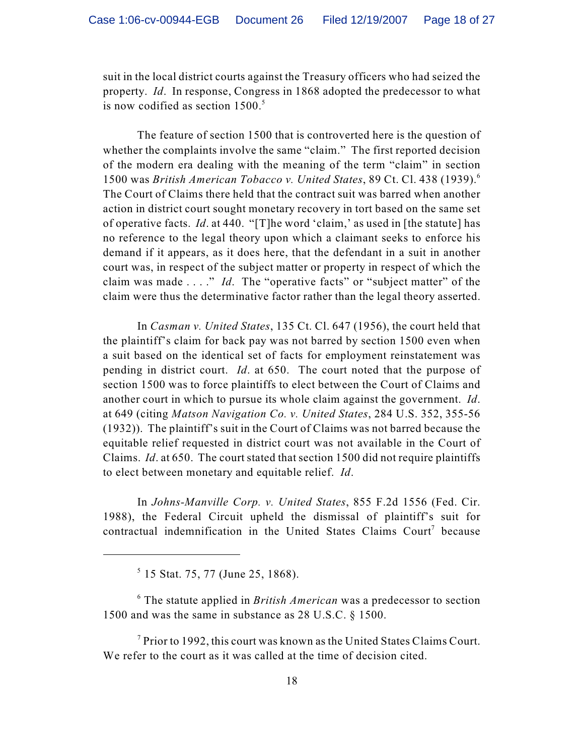suit in the local district courts against the Treasury officers who had seized the property. *Id*. In response, Congress in 1868 adopted the predecessor to what is now codified as section 1500.[5]

The feature of section 1500 that is controverted here is the question of whether the complaints involve the same "claim." The first reported decision of the modern era dealing with the meaning of the term "claim" in section 1500 was *British American Tobacco v. United States*, 89 Ct. Cl. 438 (1939).[6] The Court of Claims there held that the contract suit was barred when another action in district court sought monetary recovery in tort based on the same set of operative facts. *Id*. at 440. "[T]he word 'claim,' as used in [the statute] has no reference to the legal theory upon which a claimant seeks to enforce his demand if it appears, as it does here, that the defendant in a suit in another court was, in respect of the subject matter or property in respect of which the claim was made . . . ." *Id*. The "operative facts" or "subject matter" of the claim were thus the determinative factor rather than the legal theory asserted.

In *Casman v. United States*, 135 Ct. Cl. 647 (1956), the court held that the plaintiff's claim for back pay was not barred by section 1500 even when a suit based on the identical set of facts for employment reinstatement was pending in district court. *Id*. at 650. The court noted that the purpose of section 1500 was to force plaintiffs to elect between the Court of Claims and another court in which to pursue its whole claim against the government. *Id*. at 649 (citing *Matson Navigation Co. v. United States*, 284 U.S. 352, 355-56 (1932)). The plaintiff's suit in the Court of Claims was not barred because the equitable relief requested in district court was not available in the Court of Claims. *Id*. at 650. The court stated that section 1500 did not require plaintiffs to elect between monetary and equitable relief. *Id*.

In *Johns-Manville Corp. v. United States*, 855 F.2d 1556 (Fed. Cir. 1988), the Federal Circuit upheld the dismissal of plaintiff's suit for contractual indemnification in the United States Claims Court[7] because

---

[5] 15 Stat. 75, 77 (June 25, 1868).

[6] The statute applied in *British American* was a predecessor to section 1500 and was the same in substance as 28 U.S.C. § 1500.

[7] Prior to 1992, this court was known as the United States Claims Court. We refer to the court as it was called at the time of decision cited.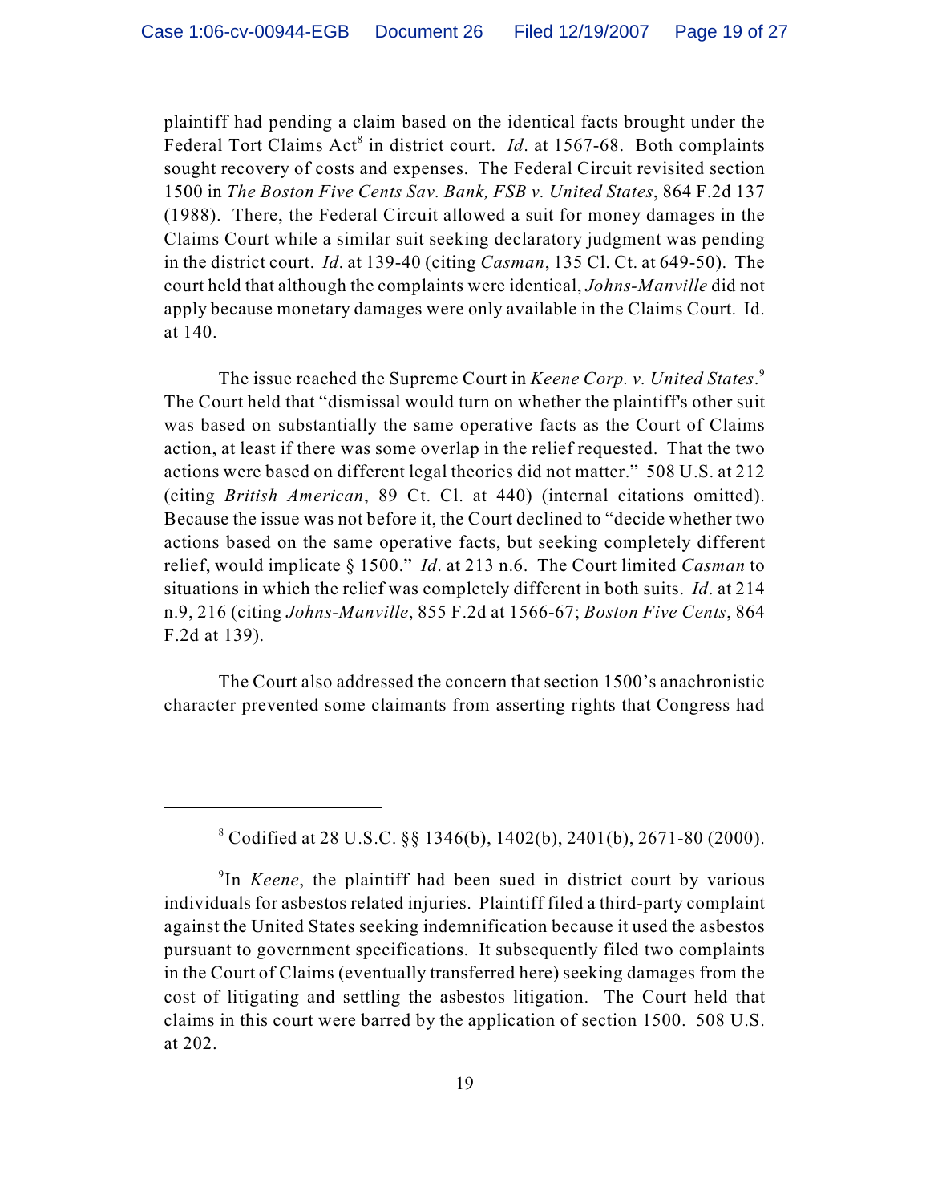plaintiff had pending a claim based on the identical facts brought under the Federal Tort Claims Act[8] in district court. *Id*. at 1567-68. Both complaints sought recovery of costs and expenses. The Federal Circuit revisited section 1500 in *The Boston Five Cents Sav. Bank, FSB v. United States*, 864 F.2d 137 (1988). There, the Federal Circuit allowed a suit for money damages in the Claims Court while a similar suit seeking declaratory judgment was pending in the district court. *Id*. at 139-40 (citing *Casman*, 135 Cl. Ct. at 649-50). The court held that although the complaints were identical, *Johns-Manville* did not apply because monetary damages were only available in the Claims Court. Id. at 140.

The issue reached the Supreme Court in *Keene Corp. v. United States*.[9] The Court held that "dismissal would turn on whether the plaintiff's other suit was based on substantially the same operative facts as the Court of Claims action, at least if there was some overlap in the relief requested. That the two actions were based on different legal theories did not matter." 508 U.S. at 212 (citing *British American*, 89 Ct. Cl. at 440) (internal citations omitted). Because the issue was not before it, the Court declined to "decide whether two actions based on the same operative facts, but seeking completely different relief, would implicate § 1500." *Id*. at 213 n.6. The Court limited *Casman* to situations in which the relief was completely different in both suits. *Id*. at 214 n.9, 216 (citing *Johns-Manville*, 855 F.2d at 1566-67; *Boston Five Cents*, 864 F.2d at 139).

The Court also addressed the concern that section 1500's anachronistic character prevented some claimants from asserting rights that Congress had

---

[8] Codified at 28 U.S.C. §§ 1346(b), 1402(b), 2401(b), 2671-80 (2000).

[9] In *Keene*, the plaintiff had been sued in district court by various individuals for asbestos related injuries. Plaintiff filed a third-party complaint against the United States seeking indemnification because it used the asbestos pursuant to government specifications. It subsequently filed two complaints in the Court of Claims (eventually transferred here) seeking damages from the cost of litigating and settling the asbestos litigation. The Court held that claims in this court were barred by the application of section 1500. 508 U.S. at 202.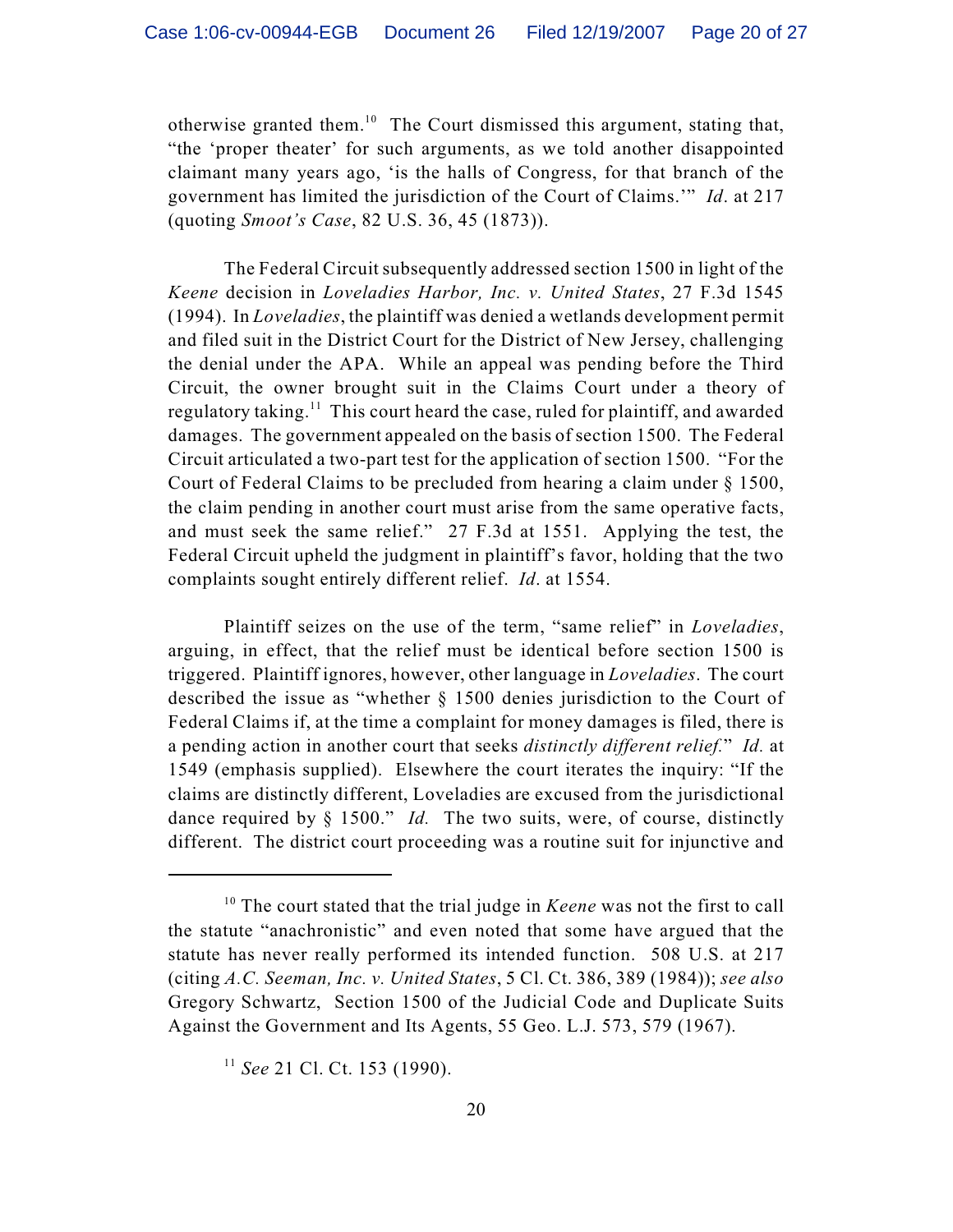otherwise granted them.[10] The Court dismissed this argument, stating that, "the 'proper theater' for such arguments, as we told another disappointed claimant many years ago, 'is the halls of Congress, for that branch of the government has limited the jurisdiction of the Court of Claims.'" *Id*. at 217 (quoting *Smoot's Case*, 82 U.S. 36, 45 (1873)).

The Federal Circuit subsequently addressed section 1500 in light of the *Keene* decision in *Loveladies Harbor, Inc. v. United States*, 27 F.3d 1545 (1994). In *Loveladies*, the plaintiff was denied a wetlands development permit and filed suit in the District Court for the District of New Jersey, challenging the denial under the APA. While an appeal was pending before the Third Circuit, the owner brought suit in the Claims Court under a theory of regulatory taking.[11] This court heard the case, ruled for plaintiff, and awarded damages. The government appealed on the basis of section 1500. The Federal Circuit articulated a two-part test for the application of section 1500. "For the Court of Federal Claims to be precluded from hearing a claim under § 1500, the claim pending in another court must arise from the same operative facts, and must seek the same relief." 27 F.3d at 1551. Applying the test, the Federal Circuit upheld the judgment in plaintiff's favor, holding that the two complaints sought entirely different relief. *Id*. at 1554.

Plaintiff seizes on the use of the term, "same relief" in *Loveladies*, arguing, in effect, that the relief must be identical before section 1500 is triggered. Plaintiff ignores, however, other language in *Loveladies*. The court described the issue as "whether § 1500 denies jurisdiction to the Court of Federal Claims if, at the time a complaint for money damages is filed, there is a pending action in another court that seeks *distinctly different relief.*" *Id.* at 1549 (emphasis supplied). Elsewhere the court iterates the inquiry: "If the claims are distinctly different, Loveladies are excused from the jurisdictional dance required by § 1500." *Id.* The two suits, were, of course, distinctly different. The district court proceeding was a routine suit for injunctive and

---

[10] The court stated that the trial judge in *Keene* was not the first to call the statute "anachronistic" and even noted that some have argued that the statute has never really performed its intended function. 508 U.S. at 217 (citing *A.C. Seeman, Inc. v. United States*, 5 Cl. Ct. 386, 389 (1984)); *see also* Gregory Schwartz, Section 1500 of the Judicial Code and Duplicate Suits Against the Government and Its Agents, 55 Geo. L.J. 573, 579 (1967).

[11] *See* 21 Cl. Ct. 153 (1990).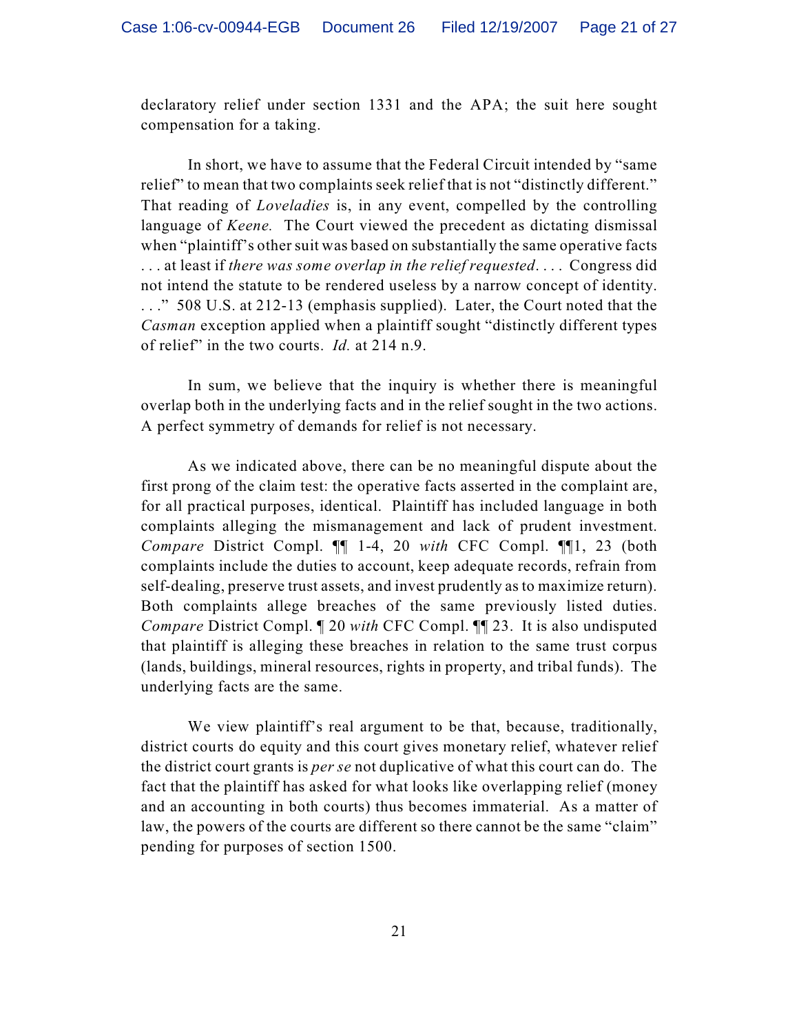declaratory relief under section 1331 and the APA; the suit here sought compensation for a taking.

In short, we have to assume that the Federal Circuit intended by "same relief" to mean that two complaints seek relief that is not "distinctly different." That reading of *Loveladies* is, in any event, compelled by the controlling language of *Keene.* The Court viewed the precedent as dictating dismissal when "plaintiff's other suit was based on substantially the same operative facts . . . at least if *there was some overlap in the relief requested*. . . . Congress did not intend the statute to be rendered useless by a narrow concept of identity. . . ." 508 U.S. at 212-13 (emphasis supplied). Later, the Court noted that the *Casman* exception applied when a plaintiff sought "distinctly different types of relief" in the two courts. *Id.* at 214 n.9.

In sum, we believe that the inquiry is whether there is meaningful overlap both in the underlying facts and in the relief sought in the two actions. A perfect symmetry of demands for relief is not necessary.

As we indicated above, there can be no meaningful dispute about the first prong of the claim test: the operative facts asserted in the complaint are, for all practical purposes, identical. Plaintiff has included language in both complaints alleging the mismanagement and lack of prudent investment. *Compare* District Compl. ¶¶ 1-4, 20 *with* CFC Compl. ¶¶1, 23 (both complaints include the duties to account, keep adequate records, refrain from self-dealing, preserve trust assets, and invest prudently as to maximize return). Both complaints allege breaches of the same previously listed duties. *Compare* District Compl. ¶ 20 *with* CFC Compl. ¶¶ 23. It is also undisputed that plaintiff is alleging these breaches in relation to the same trust corpus (lands, buildings, mineral resources, rights in property, and tribal funds). The underlying facts are the same.

We view plaintiff's real argument to be that, because, traditionally, district courts do equity and this court gives monetary relief, whatever relief the district court grants is *per se* not duplicative of what this court can do. The fact that the plaintiff has asked for what looks like overlapping relief (money and an accounting in both courts) thus becomes immaterial. As a matter of law, the powers of the courts are different so there cannot be the same "claim" pending for purposes of section 1500.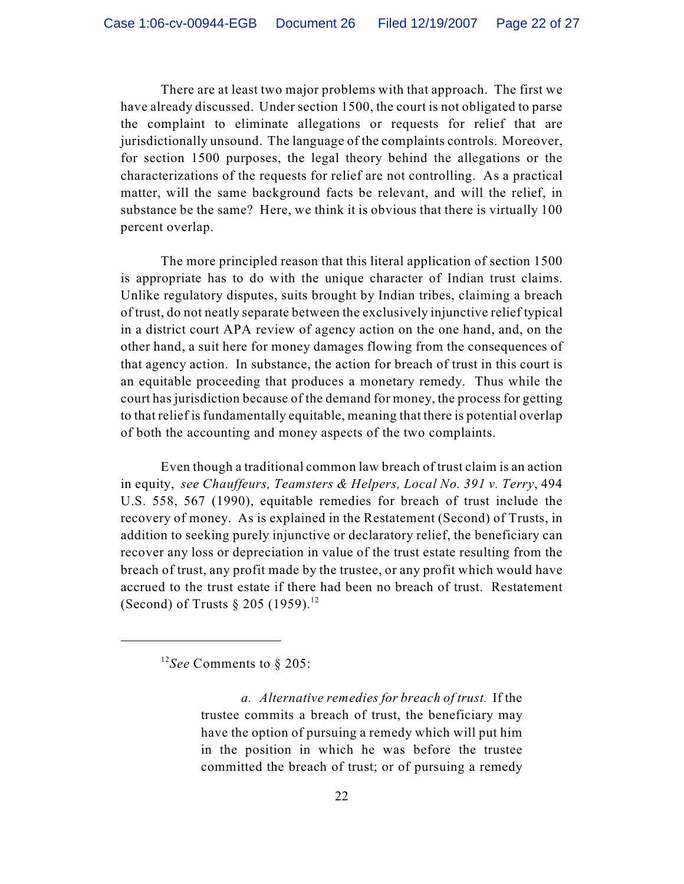There are at least two major problems with that approach. The first we have already discussed. Under section 1500, the court is not obligated to parse the complaint to eliminate allegations or requests for relief that are jurisdictionally unsound. The language of the complaints controls. Moreover, for section 1500 purposes, the legal theory behind the allegations or the characterizations of the requests for relief are not controlling. As a practical matter, will the same background facts be relevant, and will the relief, in substance be the same? Here, we think it is obvious that there is virtually 100 percent overlap.

The more principled reason that this literal application of section 1500 is appropriate has to do with the unique character of Indian trust claims. Unlike regulatory disputes, suits brought by Indian tribes, claiming a breach of trust, do not neatly separate between the exclusively injunctive relief typical in a district court APA review of agency action on the one hand, and, on the other hand, a suit here for money damages flowing from the consequences of that agency action. In substance, the action for breach of trust in this court is an equitable proceeding that produces a monetary remedy. Thus while the court has jurisdiction because of the demand for money, the process for getting to that relief is fundamentally equitable, meaning that there is potential overlap of both the accounting and money aspects of the two complaints.

Even though a traditional common law breach of trust claim is an action in equity, *see Chauffeurs, Teamsters & Helpers, Local No. 391 v. Terry*, 494 U.S. 558, 567 (1990), equitable remedies for breach of trust include the recovery of money. As is explained in the Restatement (Second) of Trusts, in addition to seeking purely injunctive or declaratory relief, the beneficiary can recover any loss or depreciation in value of the trust estate resulting from the breach of trust, any profit made by the trustee, or any profit which would have accrued to the trust estate if there had been no breach of trust. Restatement (Second) of Trusts § 205 (1959).[12]

---

[12] *See* Comments to § 205:

> *a. Alternative remedies for breach of trust.* If the trustee commits a breach of trust, the beneficiary may have the option of pursuing a remedy which will put him in the position in which he was before the trustee committed the breach of trust; or of pursuing a remedy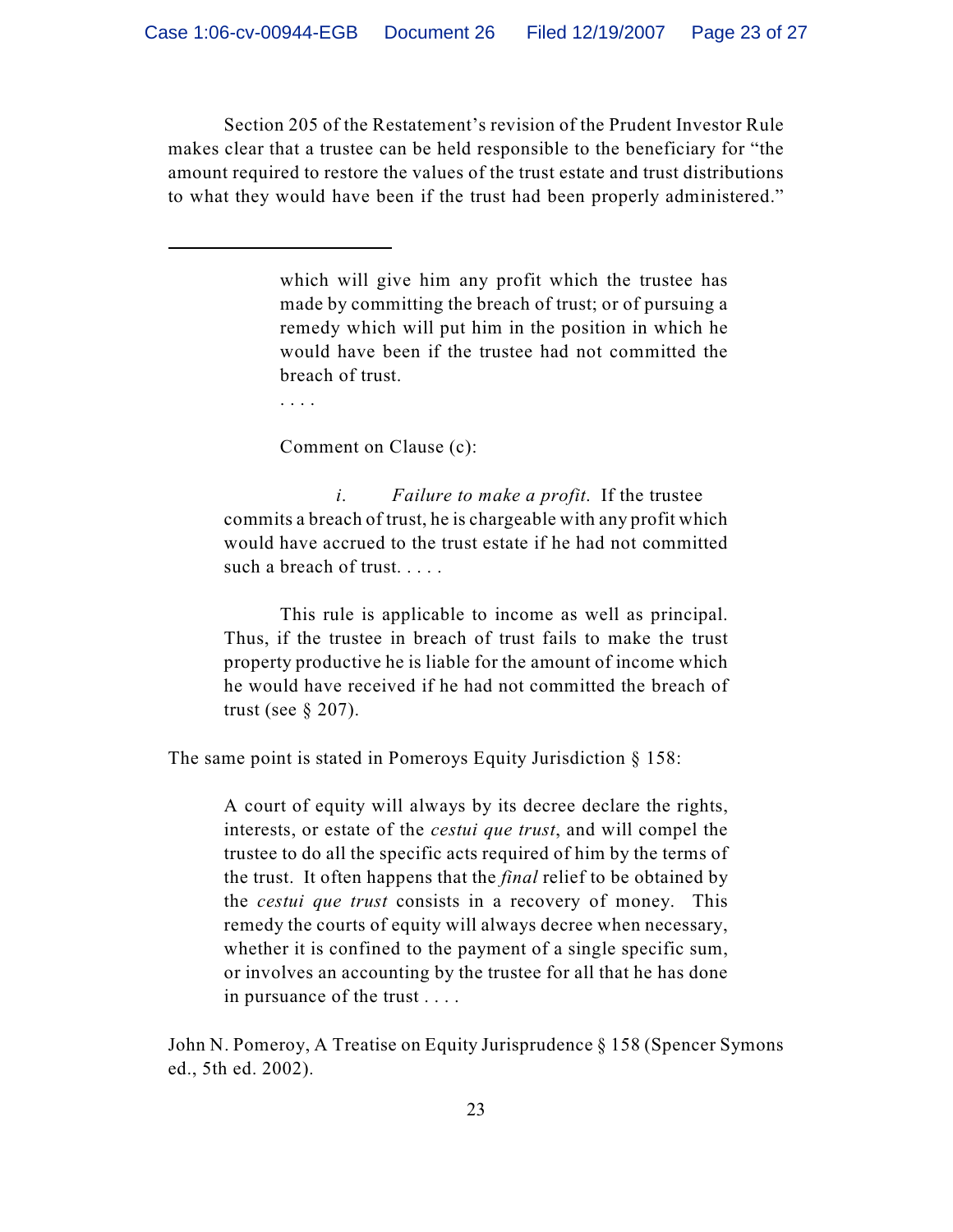Section 205 of the Restatement's revision of the Prudent Investor Rule makes clear that a trustee can be held responsible to the beneficiary for "the amount required to restore the values of the trust estate and trust distributions to what they would have been if the trust had been properly administered."

---

> which will give him any profit which the trustee has made by committing the breach of trust; or of pursuing a remedy which will put him in the position in which he would have been if the trustee had not committed the breach of trust.
>
> . . . .
>
> Comment on Clause (c):
>
> *i*. *Failure to make a profit*. If the trustee commits a breach of trust, he is chargeable with any profit which would have accrued to the trust estate if he had not committed such a breach of trust. . . . .
>
> This rule is applicable to income as well as principal. Thus, if the trustee in breach of trust fails to make the trust property productive he is liable for the amount of income which he would have received if he had not committed the breach of trust (see § 207).

The same point is stated in Pomeroys Equity Jurisdiction § 158:

> A court of equity will always by its decree declare the rights, interests, or estate of the *cestui que trust*, and will compel the trustee to do all the specific acts required of him by the terms of the trust. It often happens that the *final* relief to be obtained by the *cestui que trust* consists in a recovery of money. This remedy the courts of equity will always decree when necessary, whether it is confined to the payment of a single specific sum, or involves an accounting by the trustee for all that he has done in pursuance of the trust . . . .

John N. Pomeroy, A Treatise on Equity Jurisprudence § 158 (Spencer Symons ed., 5th ed. 2002).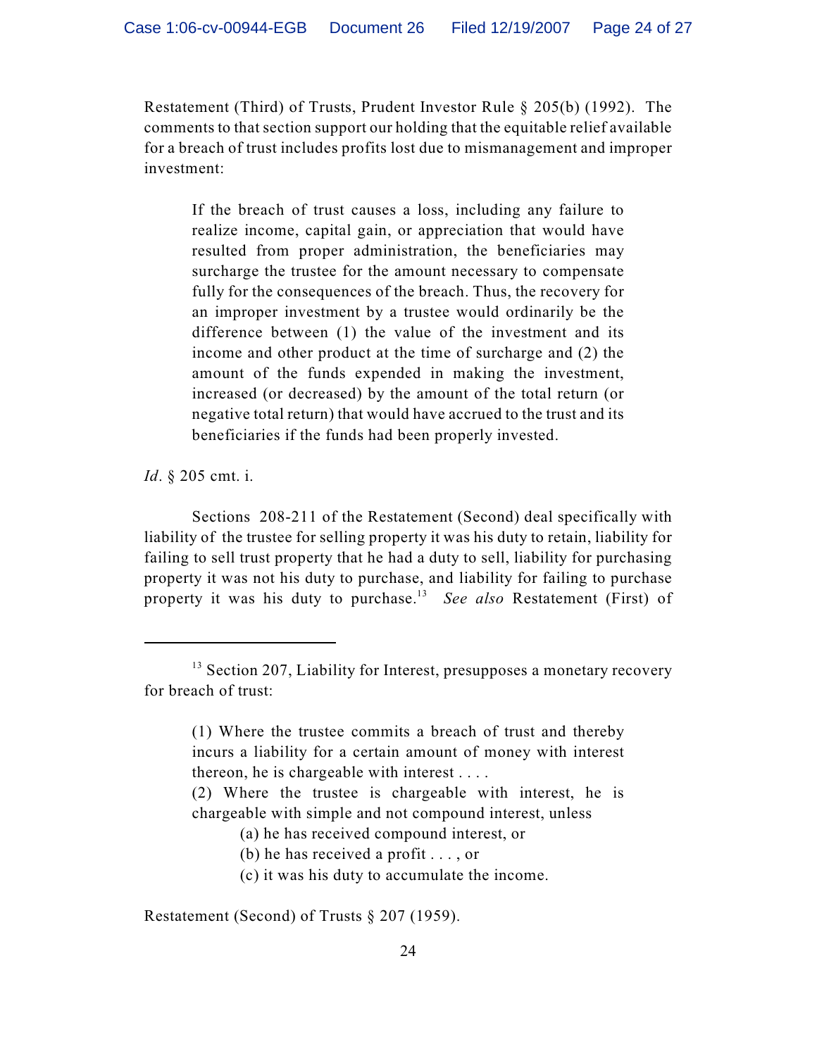Restatement (Third) of Trusts, Prudent Investor Rule § 205(b) (1992). The comments to that section support our holding that the equitable relief available for a breach of trust includes profits lost due to mismanagement and improper investment:

> If the breach of trust causes a loss, including any failure to realize income, capital gain, or appreciation that would have resulted from proper administration, the beneficiaries may surcharge the trustee for the amount necessary to compensate fully for the consequences of the breach. Thus, the recovery for an improper investment by a trustee would ordinarily be the difference between (1) the value of the investment and its income and other product at the time of surcharge and (2) the amount of the funds expended in making the investment, increased (or decreased) by the amount of the total return (or negative total return) that would have accrued to the trust and its beneficiaries if the funds had been properly invested.

*Id*. § 205 cmt. i.

Sections 208-211 of the Restatement (Second) deal specifically with liability of the trustee for selling property it was his duty to retain, liability for failing to sell trust property that he had a duty to sell, liability for purchasing property it was not his duty to purchase, and liability for failing to purchase property it was his duty to purchase.[13] *See also* Restatement (First) of

---

[13] Section 207, Liability for Interest, presupposes a monetary recovery for breach of trust:

> (1) Where the trustee commits a breach of trust and thereby incurs a liability for a certain amount of money with interest thereon, he is chargeable with interest . . . .
>
> (2) Where the trustee is chargeable with interest, he is chargeable with simple and not compound interest, unless
>
> (a) he has received compound interest, or
>
> (b) he has received a profit . . . , or
>
> (c) it was his duty to accumulate the income.

Restatement (Second) of Trusts § 207 (1959).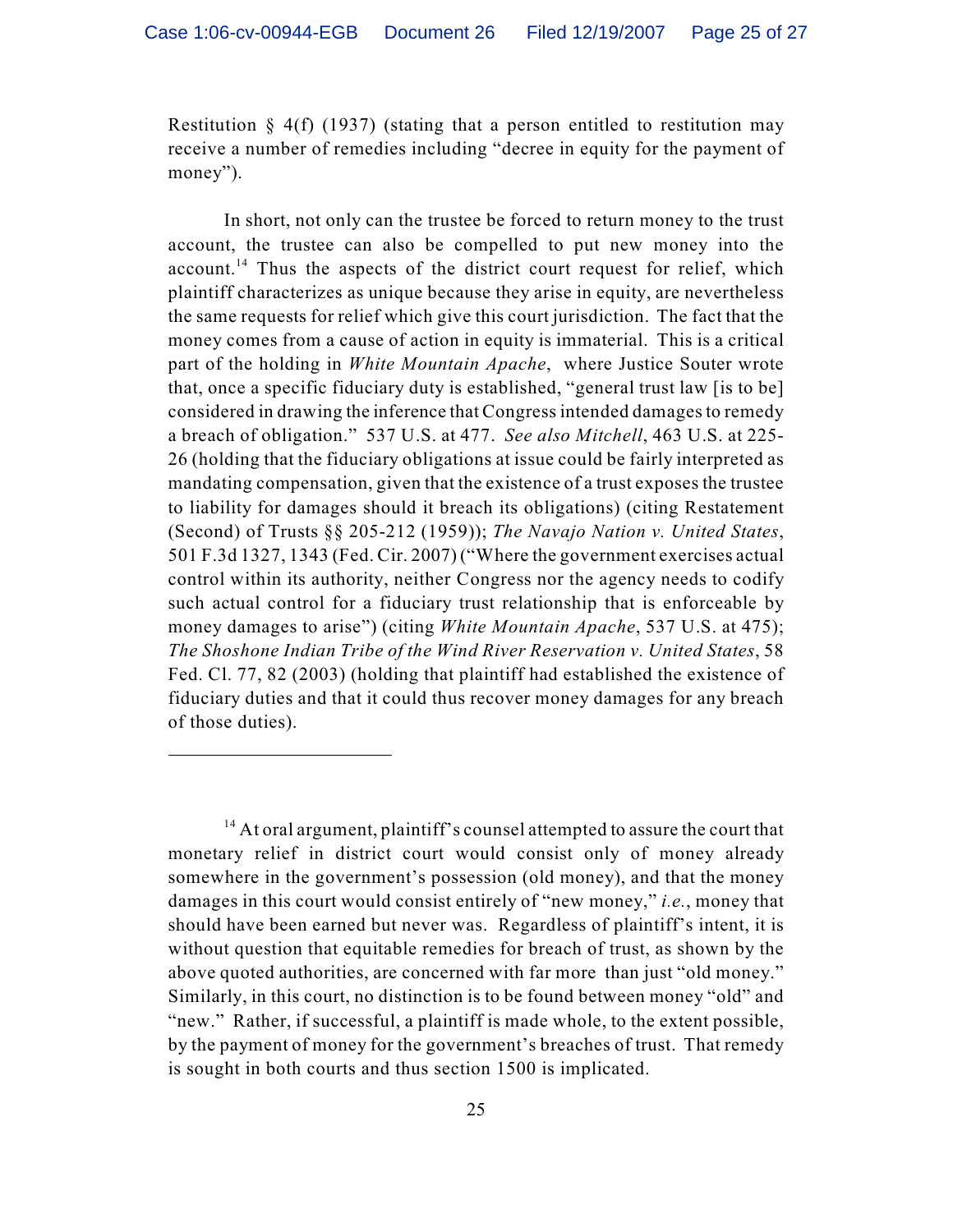Restitution § 4(f) (1937) (stating that a person entitled to restitution may receive a number of remedies including "decree in equity for the payment of money").

In short, not only can the trustee be forced to return money to the trust account, the trustee can also be compelled to put new money into the account.[14] Thus the aspects of the district court request for relief, which plaintiff characterizes as unique because they arise in equity, are nevertheless the same requests for relief which give this court jurisdiction. The fact that the money comes from a cause of action in equity is immaterial. This is a critical part of the holding in *White Mountain Apache*, where Justice Souter wrote that, once a specific fiduciary duty is established, "general trust law [is to be] considered in drawing the inference that Congress intended damages to remedy a breach of obligation." 537 U.S. at 477. *See also Mitchell*, 463 U.S. at 225-26 (holding that the fiduciary obligations at issue could be fairly interpreted as mandating compensation, given that the existence of a trust exposes the trustee to liability for damages should it breach its obligations) (citing Restatement (Second) of Trusts §§ 205-212 (1959)); *The Navajo Nation v. United States*, 501 F.3d 1327, 1343 (Fed. Cir. 2007) ("Where the government exercises actual control within its authority, neither Congress nor the agency needs to codify such actual control for a fiduciary trust relationship that is enforceable by money damages to arise") (citing *White Mountain Apache*, 537 U.S. at 475); *The Shoshone Indian Tribe of the Wind River Reservation v. United States*, 58 Fed. Cl. 77, 82 (2003) (holding that plaintiff had established the existence of fiduciary duties and that it could thus recover money damages for any breach of those duties).

---

[14] At oral argument, plaintiff's counsel attempted to assure the court that monetary relief in district court would consist only of money already somewhere in the government's possession (old money), and that the money damages in this court would consist entirely of "new money," *i.e.*, money that should have been earned but never was. Regardless of plaintiff's intent, it is without question that equitable remedies for breach of trust, as shown by the above quoted authorities, are concerned with far more than just "old money." Similarly, in this court, no distinction is to be found between money "old" and "new." Rather, if successful, a plaintiff is made whole, to the extent possible, by the payment of money for the government's breaches of trust. That remedy is sought in both courts and thus section 1500 is implicated.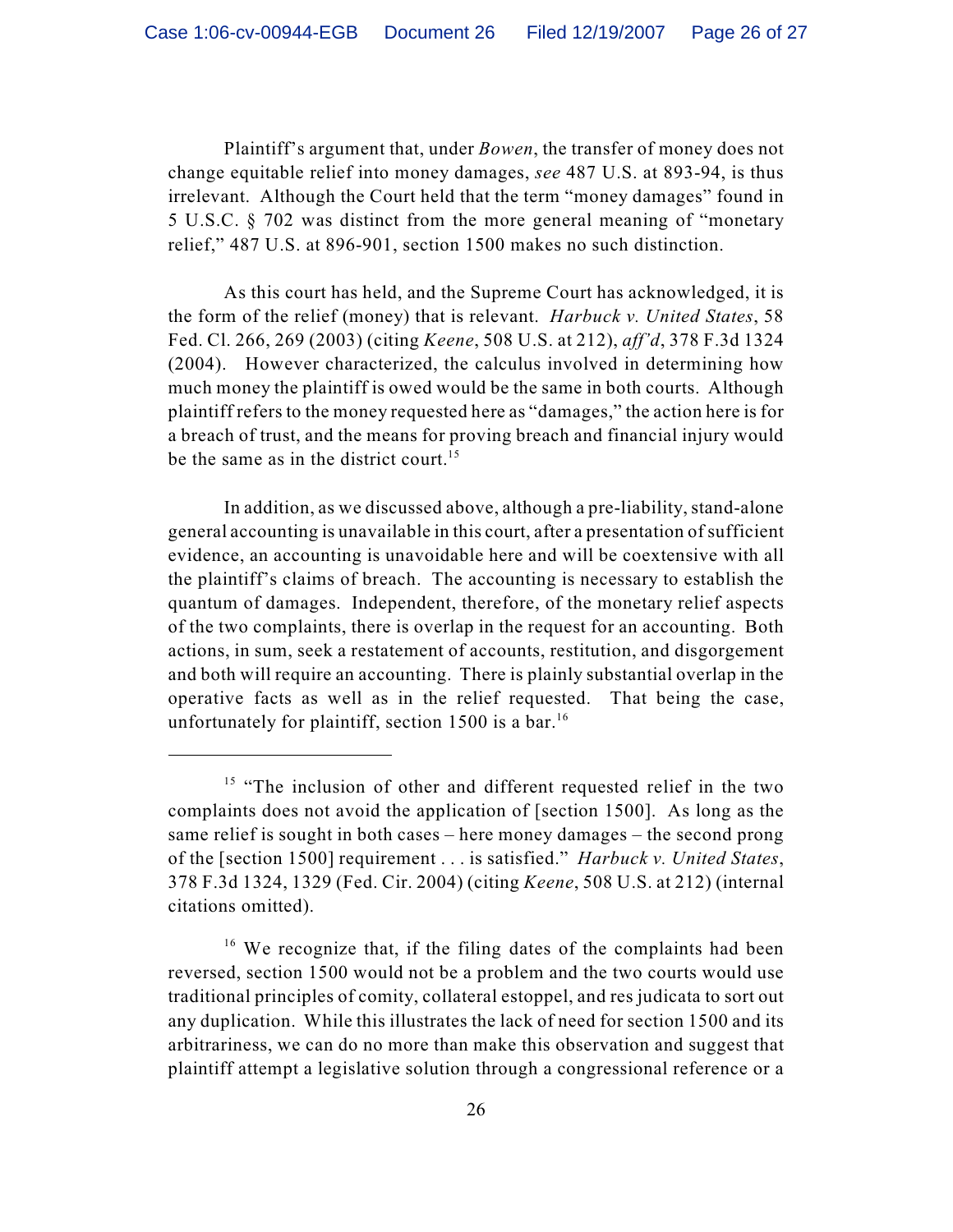Plaintiff's argument that, under *Bowen*, the transfer of money does not change equitable relief into money damages, *see* 487 U.S. at 893-94, is thus irrelevant. Although the Court held that the term "money damages" found in 5 U.S.C. § 702 was distinct from the more general meaning of "monetary relief," 487 U.S. at 896-901, section 1500 makes no such distinction.

As this court has held, and the Supreme Court has acknowledged, it is the form of the relief (money) that is relevant. *Harbuck v. United States*, 58 Fed. Cl. 266, 269 (2003) (citing *Keene*, 508 U.S. at 212), *aff'd*, 378 F.3d 1324 (2004). However characterized, the calculus involved in determining how much money the plaintiff is owed would be the same in both courts. Although plaintiff refers to the money requested here as "damages," the action here is for a breach of trust, and the means for proving breach and financial injury would be the same as in the district court.[15]

In addition, as we discussed above, although a pre-liability, stand-alone general accounting is unavailable in this court, after a presentation of sufficient evidence, an accounting is unavoidable here and will be coextensive with all the plaintiff's claims of breach. The accounting is necessary to establish the quantum of damages. Independent, therefore, of the monetary relief aspects of the two complaints, there is overlap in the request for an accounting. Both actions, in sum, seek a restatement of accounts, restitution, and disgorgement and both will require an accounting. There is plainly substantial overlap in the operative facts as well as in the relief requested. That being the case, unfortunately for plaintiff, section 1500 is a bar.[16]

---

[15] "The inclusion of other and different requested relief in the two complaints does not avoid the application of [section 1500]. As long as the same relief is sought in both cases – here money damages – the second prong of the [section 1500] requirement . . . is satisfied." *Harbuck v. United States*, 378 F.3d 1324, 1329 (Fed. Cir. 2004) (citing *Keene*, 508 U.S. at 212) (internal citations omitted).

[16] We recognize that, if the filing dates of the complaints had been reversed, section 1500 would not be a problem and the two courts would use traditional principles of comity, collateral estoppel, and res judicata to sort out any duplication. While this illustrates the lack of need for section 1500 and its arbitrariness, we can do no more than make this observation and suggest that plaintiff attempt a legislative solution through a congressional reference or a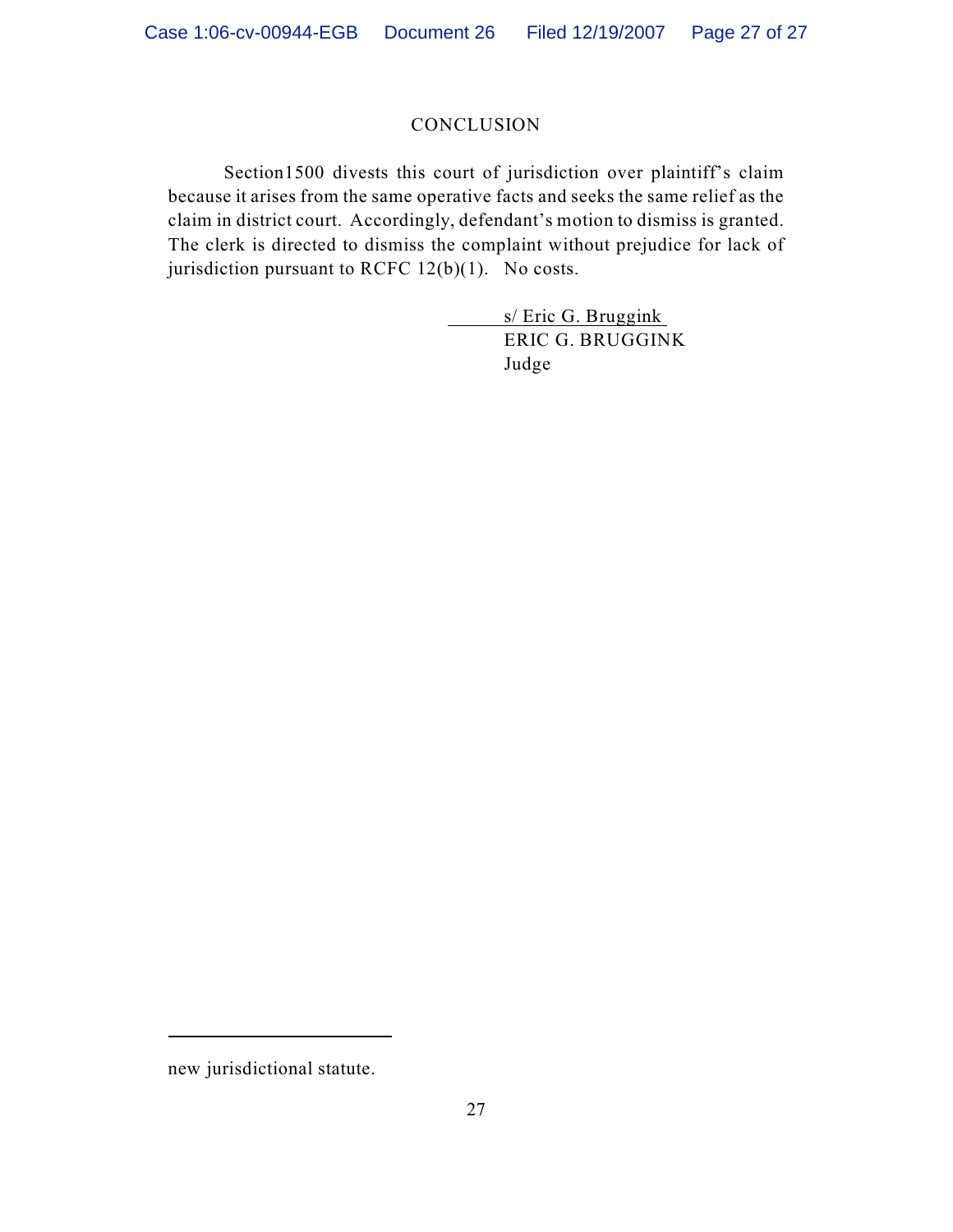## CONCLUSION

Section1500 divests this court of jurisdiction over plaintiff's claim because it arises from the same operative facts and seeks the same relief as the claim in district court. Accordingly, defendant's motion to dismiss is granted. The clerk is directed to dismiss the complaint without prejudice for lack of jurisdiction pursuant to RCFC 12(b)(1). No costs.

s/ Eric G. Bruggink
ERIC G. BRUGGINK
Judge

---

new jurisdictional statute.